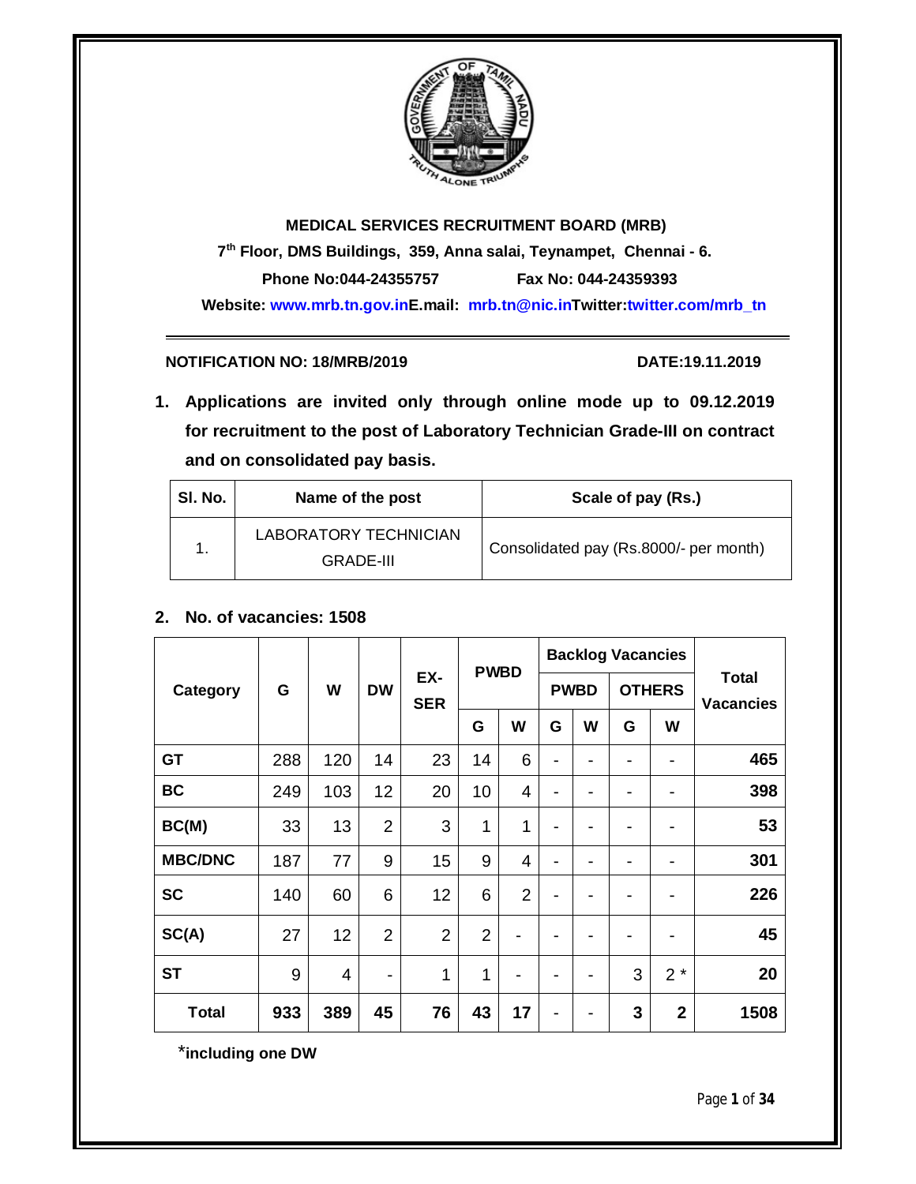**MEDICAL SERVICES RECRUITMENT BOARD (MRB)**

**7th Floor, DMS Buildings, 359, Anna salai, Teynampet, Chennai - 6.**

**Phone No:044-24355757 Fax No: 044-24359393**

**Website: www.mrb.tn.gov.inE.mail: mrb.tn@nic.inTwitter:twitter.com/mrb_tn**

---

**NOTIFICATION NO: 18/MRB/2019** **DATE:19.11.2019**

1. **Applications are invited only through online mode up to 09.12.2019 for recruitment to the post of Laboratory Technician Grade-III on contract and on consolidated pay basis.**

| Sl. No. | Name of the post | Scale of pay (Rs.) |
|---|---|---|
| 1. | LABORATORY TECHNICIAN GRADE-III | Consolidated pay (Rs.8000/- per month) |

2. **No. of vacancies: 1508**

| Category | G | W | DW | EX-SER | PWBD | | Backlog Vacancies | | | | Total Vacancies |
|---|---|---|---|---|---|---|---|---|---|---|---|
| | | | | | | | PWBD | | OTHERS | | |
| | | | | | G | W | G | W | G | W | |
| **GT** | 288 | 120 | 14 | 23 | 14 | 6 | - | - | - | - | **465** |
| **BC** | 249 | 103 | 12 | 20 | 10 | 4 | - | - | - | - | **398** |
| **BC(M)** | 33 | 13 | 2 | 3 | 1 | 1 | - | - | - | - | **53** |
| **MBC/DNC** | 187 | 77 | 9 | 15 | 9 | 4 | - | - | - | - | **301** |
| **SC** | 140 | 60 | 6 | 12 | 6 | 2 | - | - | - | - | **226** |
| **SC(A)** | 27 | 12 | 2 | 2 | 2 | - | - | - | - | - | **45** |
| **ST** | 9 | 4 | - | 1 | 1 | - | - | - | 3 | 2 * | **20** |
| **Total** | **933** | **389** | **45** | **76** | **43** | **17** | - | - | **3** | **2** | **1508** |

***including one DW**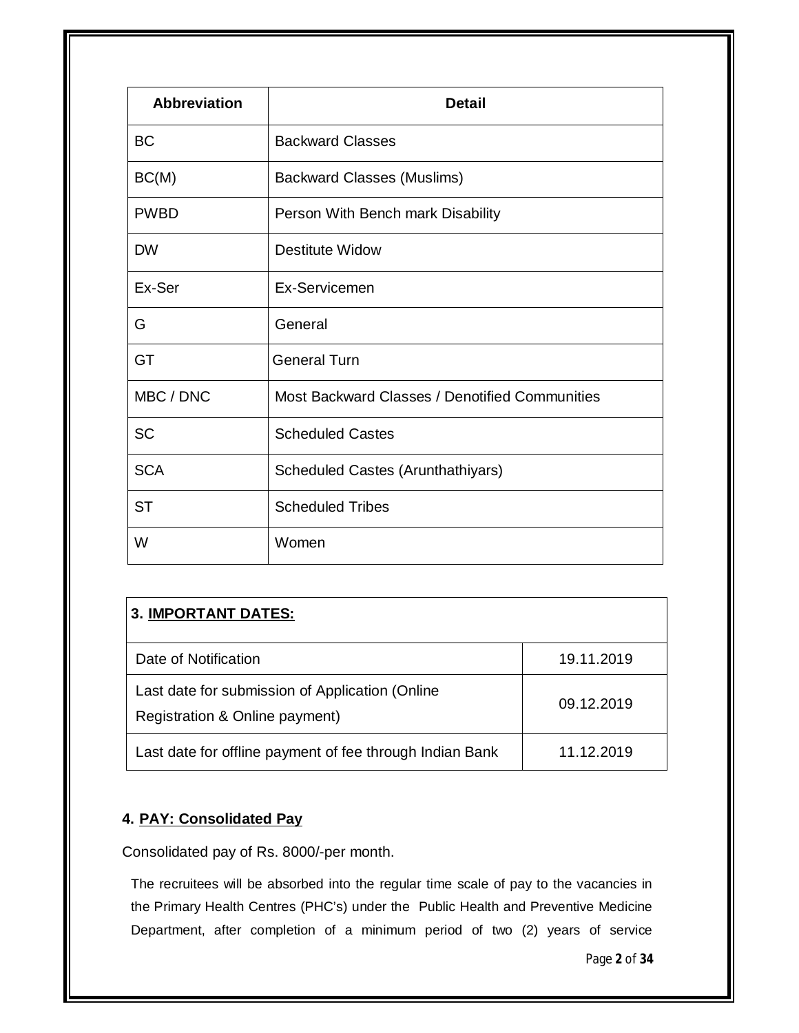| Abbreviation | Detail |
|---|---|
| BC | Backward Classes |
| BC(M) | Backward Classes (Muslims) |
| PWBD | Person With Bench mark Disability |
| DW | Destitute Widow |
| Ex-Ser | Ex-Servicemen |
| G | General |
| GT | General Turn |
| MBC / DNC | Most Backward Classes / Denotified Communities |
| SC | Scheduled Castes |
| SCA | Scheduled Castes (Arunthathiyars) |
| ST | Scheduled Tribes |
| W | Women |

| 3. **IMPORTANT DATES:** | |
|---|---|
| Date of Notification | 19.11.2019 |
| Last date for submission of Application (Online Registration & Online payment) | 09.12.2019 |
| Last date for offline payment of fee through Indian Bank | 11.12.2019 |

### 4. PAY: Consolidated Pay

Consolidated pay of Rs. 8000/-per month.

The recruitees will be absorbed into the regular time scale of pay to the vacancies in the Primary Health Centres (PHC's) under the Public Health and Preventive Medicine Department, after completion of a minimum period of two (2) years of service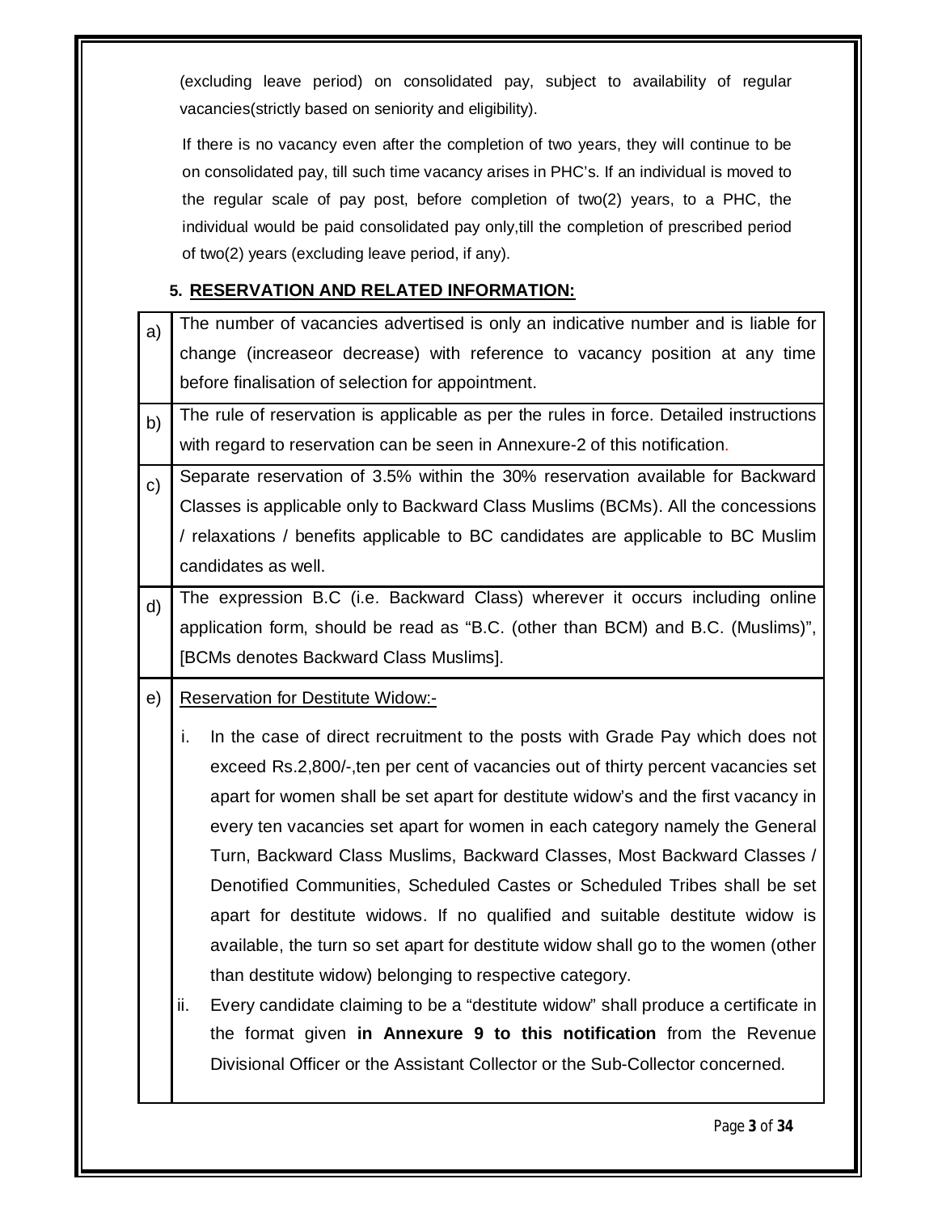(excluding leave period) on consolidated pay, subject to availability of regular vacancies(strictly based on seniority and eligibility).

If there is no vacancy even after the completion of two years, they will continue to be on consolidated pay, till such time vacancy arises in PHC's. If an individual is moved to the regular scale of pay post, before completion of two(2) years, to a PHC, the individual would be paid consolidated pay only,till the completion of prescribed period of two(2) years (excluding leave period, if any).

## 5. RESERVATION AND RELATED INFORMATION:

| | |
|---|---|
| a) | The number of vacancies advertised is only an indicative number and is liable for change (increaseor decrease) with reference to vacancy position at any time before finalisation of selection for appointment. |
| b) | The rule of reservation is applicable as per the rules in force. Detailed instructions with regard to reservation can be seen in Annexure-2 of this notification. |
| c) | Separate reservation of 3.5% within the 30% reservation available for Backward Classes is applicable only to Backward Class Muslims (BCMs). All the concessions / relaxations / benefits applicable to BC candidates are applicable to BC Muslim candidates as well. |
| d) | The expression B.C (i.e. Backward Class) wherever it occurs including online application form, should be read as "B.C. (other than BCM) and B.C. (Muslims)", [BCMs denotes Backward Class Muslims]. |
| e) | Reservation for Destitute Widow:-<br><br>i. In the case of direct recruitment to the posts with Grade Pay which does not exceed Rs.2,800/-,ten per cent of vacancies out of thirty percent vacancies set apart for women shall be set apart for destitute widow's and the first vacancy in every ten vacancies set apart for women in each category namely the General Turn, Backward Class Muslims, Backward Classes, Most Backward Classes / Denotified Communities, Scheduled Castes or Scheduled Tribes shall be set apart for destitute widows. If no qualified and suitable destitute widow is available, the turn so set apart for destitute widow shall go to the women (other than destitute widow) belonging to respective category.<br>ii. Every candidate claiming to be a "destitute widow" shall produce a certificate in the format given **in Annexure 9 to this notification** from the Revenue Divisional Officer or the Assistant Collector or the Sub-Collector concerned. |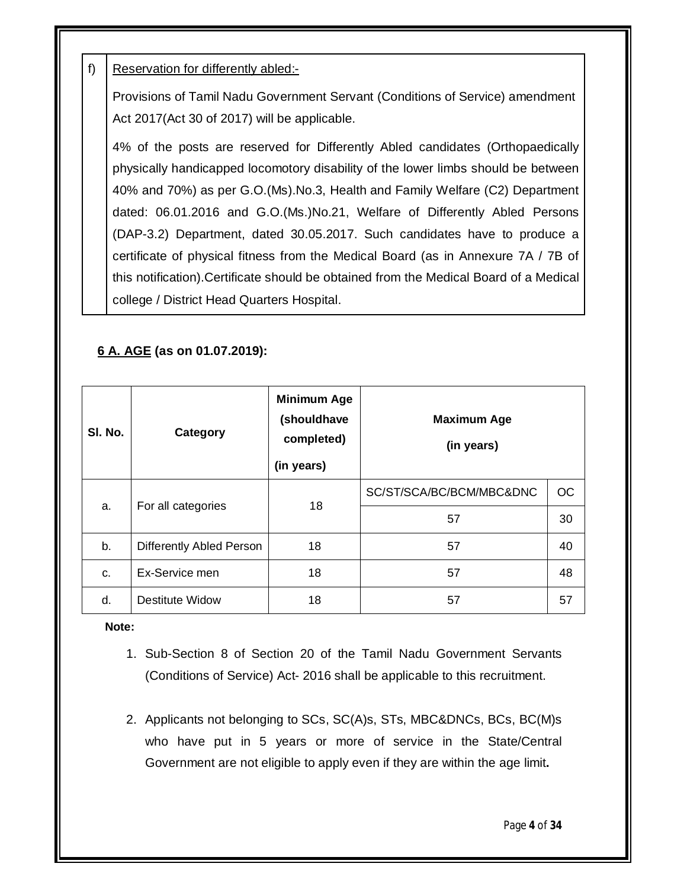f) <u>Reservation for differently abled:-</u>

Provisions of Tamil Nadu Government Servant (Conditions of Service) amendment Act 2017(Act 30 of 2017) will be applicable.

4% of the posts are reserved for Differently Abled candidates (Orthopaedically physically handicapped locomotory disability of the lower limbs should be between 40% and 70%) as per G.O.(Ms).No.3, Health and Family Welfare (C2) Department dated: 06.01.2016 and G.O.(Ms.)No.21, Welfare of Differently Abled Persons (DAP-3.2) Department, dated 30.05.2017. Such candidates have to produce a certificate of physical fitness from the Medical Board (as in Annexure 7A / 7B of this notification).Certificate should be obtained from the Medical Board of a Medical college / District Head Quarters Hospital.

## <u>6 A. AGE</u> (as on 01.07.2019):

| Sl. No. | Category | Minimum Age (shouldhave completed) (in years) | Maximum Age (in years) | |
|---|---|---|---|---|
| | | | SC/ST/SCA/BC/BCM/MBC&DNC | OC |
| a. | For all categories | 18 | 57 | 30 |
| b. | Differently Abled Person | 18 | 57 | 40 |
| c. | Ex-Service men | 18 | 57 | 48 |
| d. | Destitute Widow | 18 | 57 | 57 |

**Note:**

1. Sub-Section 8 of Section 20 of the Tamil Nadu Government Servants (Conditions of Service) Act- 2016 shall be applicable to this recruitment.

2. Applicants not belonging to SCs, SC(A)s, STs, MBC&DNCs, BCs, BC(M)s who have put in 5 years or more of service in the State/Central Government are not eligible to apply even if they are within the age limit**.**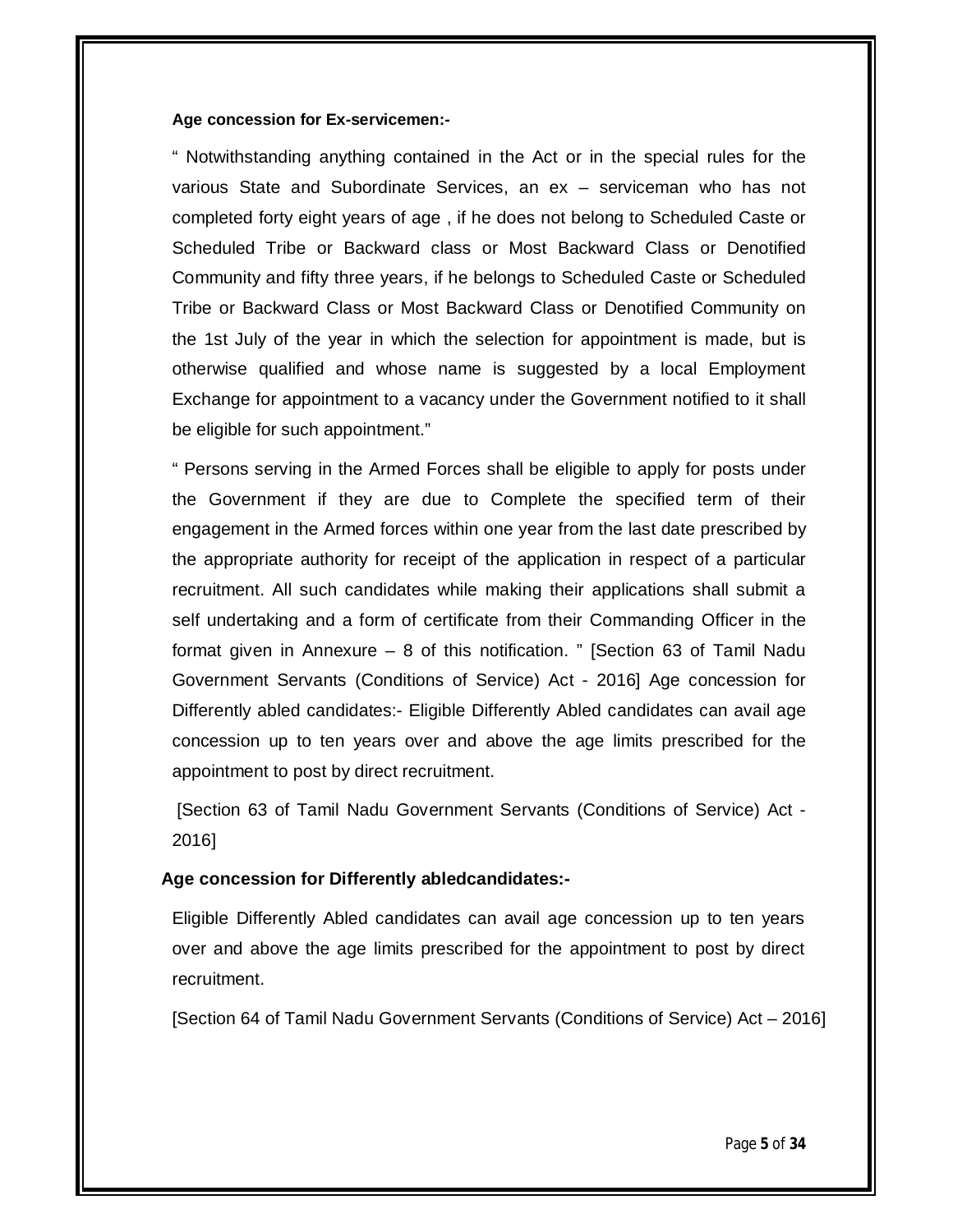**Age concession for Ex-servicemen:-**

" Notwithstanding anything contained in the Act or in the special rules for the various State and Subordinate Services, an ex – serviceman who has not completed forty eight years of age , if he does not belong to Scheduled Caste or Scheduled Tribe or Backward class or Most Backward Class or Denotified Community and fifty three years, if he belongs to Scheduled Caste or Scheduled Tribe or Backward Class or Most Backward Class or Denotified Community on the 1st July of the year in which the selection for appointment is made, but is otherwise qualified and whose name is suggested by a local Employment Exchange for appointment to a vacancy under the Government notified to it shall be eligible for such appointment."

" Persons serving in the Armed Forces shall be eligible to apply for posts under the Government if they are due to Complete the specified term of their engagement in the Armed forces within one year from the last date prescribed by the appropriate authority for receipt of the application in respect of a particular recruitment. All such candidates while making their applications shall submit a self undertaking and a form of certificate from their Commanding Officer in the format given in Annexure – 8 of this notification. " [Section 63 of Tamil Nadu Government Servants (Conditions of Service) Act - 2016] Age concession for Differently abled candidates:- Eligible Differently Abled candidates can avail age concession up to ten years over and above the age limits prescribed for the appointment to post by direct recruitment.

[Section 63 of Tamil Nadu Government Servants (Conditions of Service) Act - 2016]

**Age concession for Differently abledcandidates:-**

Eligible Differently Abled candidates can avail age concession up to ten years over and above the age limits prescribed for the appointment to post by direct recruitment.

[Section 64 of Tamil Nadu Government Servants (Conditions of Service) Act – 2016]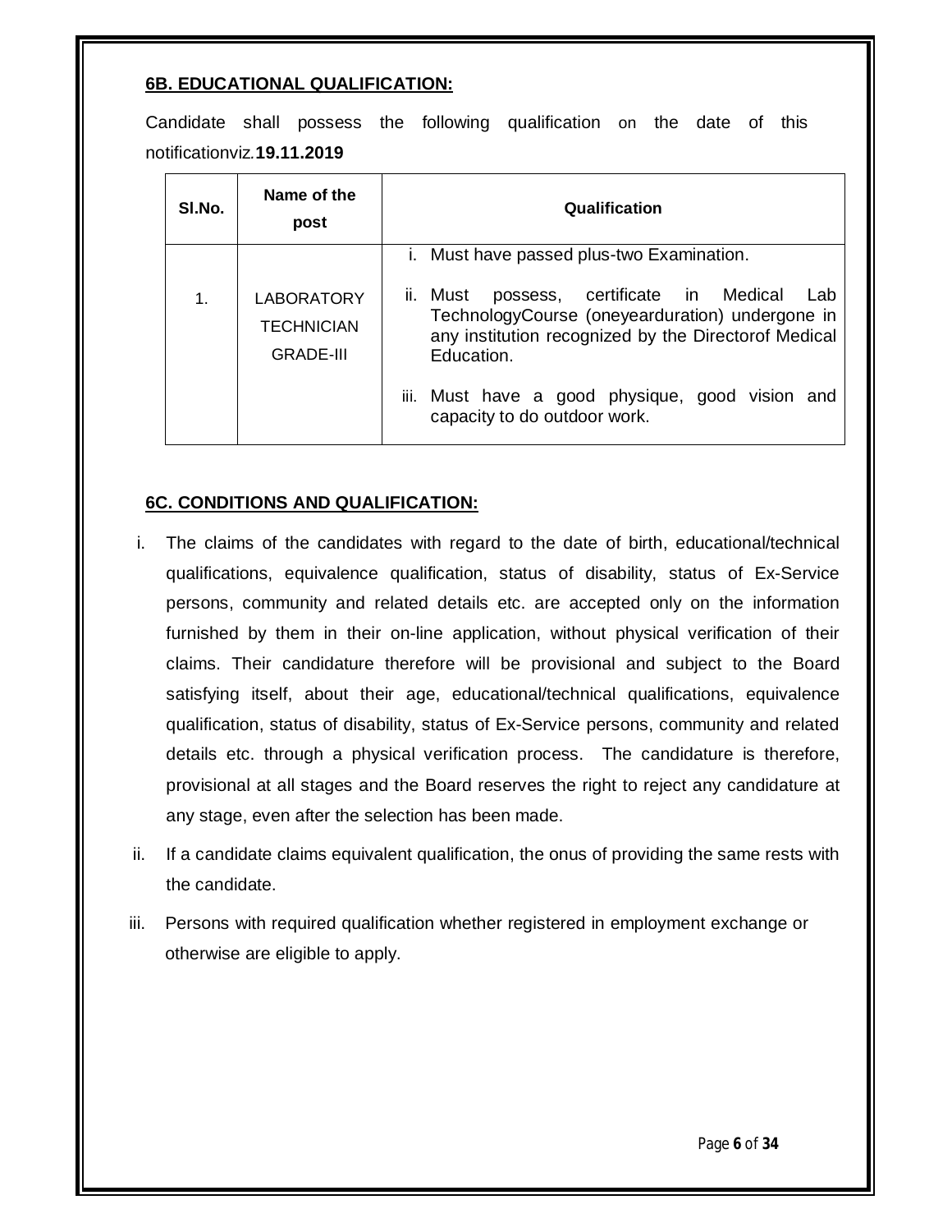**6B. EDUCATIONAL QUALIFICATION:**

Candidate shall possess the following qualification on the date of this notificationviz.**19.11.2019**

| Sl.No. | Name of the post | Qualification |
|---|---|---|
| 1. | LABORATORY TECHNICIAN GRADE-III | i. Must have passed plus-two Examination.<br>ii. Must possess, certificate in Medical Lab TechnologyCourse (oneyearduration) undergone in any institution recognized by the Directorof Medical Education.<br>iii. Must have a good physique, good vision and capacity to do outdoor work. |

**6C. CONDITIONS AND QUALIFICATION:**

i. The claims of the candidates with regard to the date of birth, educational/technical qualifications, equivalence qualification, status of disability, status of Ex-Service persons, community and related details etc. are accepted only on the information furnished by them in their on-line application, without physical verification of their claims. Their candidature therefore will be provisional and subject to the Board satisfying itself, about their age, educational/technical qualifications, equivalence qualification, status of disability, status of Ex-Service persons, community and related details etc. through a physical verification process. The candidature is therefore, provisional at all stages and the Board reserves the right to reject any candidature at any stage, even after the selection has been made.

ii. If a candidate claims equivalent qualification, the onus of providing the same rests with the candidate.

iii. Persons with required qualification whether registered in employment exchange or otherwise are eligible to apply.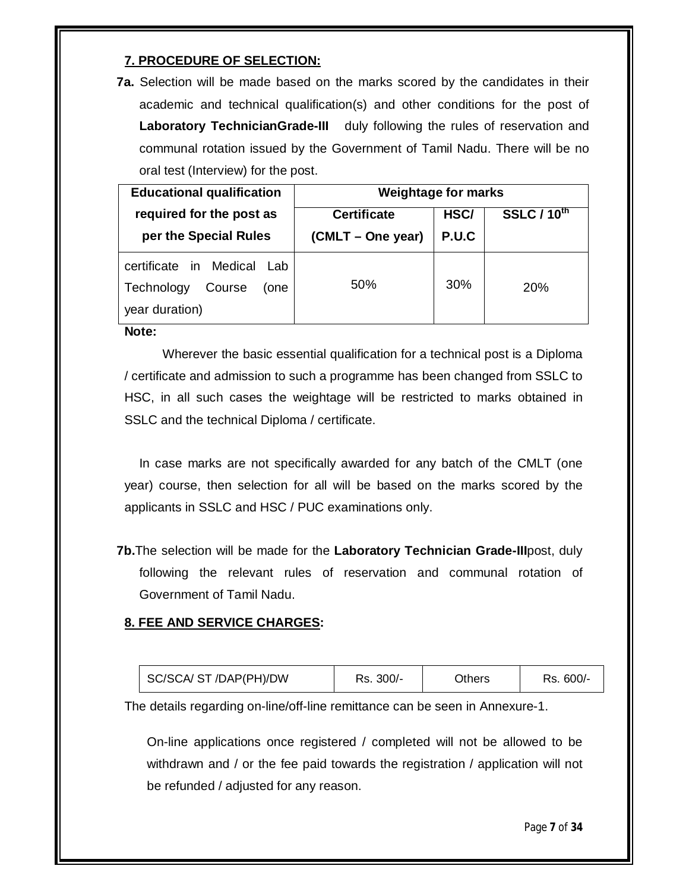## 7. PROCEDURE OF SELECTION:

**7a.** Selection will be made based on the marks scored by the candidates in their academic and technical qualification(s) and other conditions for the post of **Laboratory TechnicianGrade-III** duly following the rules of reservation and communal rotation issued by the Government of Tamil Nadu. There will be no oral test (Interview) for the post.

| Educational qualification required for the post as per the Special Rules | Weightage for marks | | |
|---|---|---|---|
| | Certificate (CMLT – One year) | HSC/ P.U.C | SSLC / 10$^{th}$ |
| certificate in Medical Lab Technology Course (one year duration) | 50% | 30% | 20% |

**Note:**

Wherever the basic essential qualification for a technical post is a Diploma / certificate and admission to such a programme has been changed from SSLC to HSC, in all such cases the weightage will be restricted to marks obtained in SSLC and the technical Diploma / certificate.

In case marks are not specifically awarded for any batch of the CMLT (one year) course, then selection for all will be based on the marks scored by the applicants in SSLC and HSC / PUC examinations only.

**7b.**The selection will be made for the **Laboratory Technician Grade-III**post, duly following the relevant rules of reservation and communal rotation of Government of Tamil Nadu.

## 8. FEE AND SERVICE CHARGES:

| SC/SCA/ ST /DAP(PH)/DW | Rs. 300/- | Others | Rs. 600/- |
|---|---|---|---|

The details regarding on-line/off-line remittance can be seen in Annexure-1.

On-line applications once registered / completed will not be allowed to be withdrawn and / or the fee paid towards the registration / application will not be refunded / adjusted for any reason.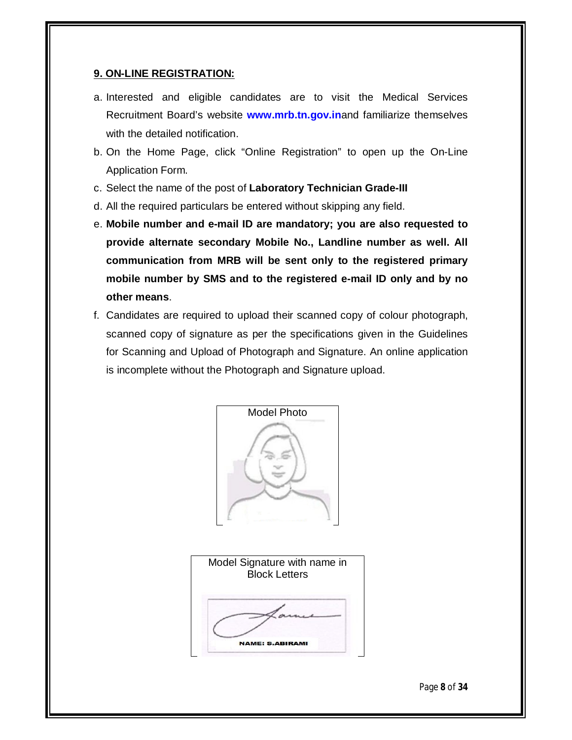## 9. ON-LINE REGISTRATION:

a. Interested and eligible candidates are to visit the Medical Services Recruitment Board's website **www.mrb.tn.gov.in**and familiarize themselves with the detailed notification.

b. On the Home Page, click "Online Registration" to open up the On-Line Application Form.

c. Select the name of the post of **Laboratory Technician Grade-III**

d. All the required particulars be entered without skipping any field.

e. **Mobile number and e-mail ID are mandatory; you are also requested to provide alternate secondary Mobile No., Landline number as well. All communication from MRB will be sent only to the registered primary mobile number by SMS and to the registered e-mail ID only and by no other means**.

f. Candidates are required to upload their scanned copy of colour photograph, scanned copy of signature as per the specifications given in the Guidelines for Scanning and Upload of Photograph and Signature. An online application is incomplete without the Photograph and Signature upload.

Model Photo

Model Signature with name in Block Letters

NAME: S.ABIRAMI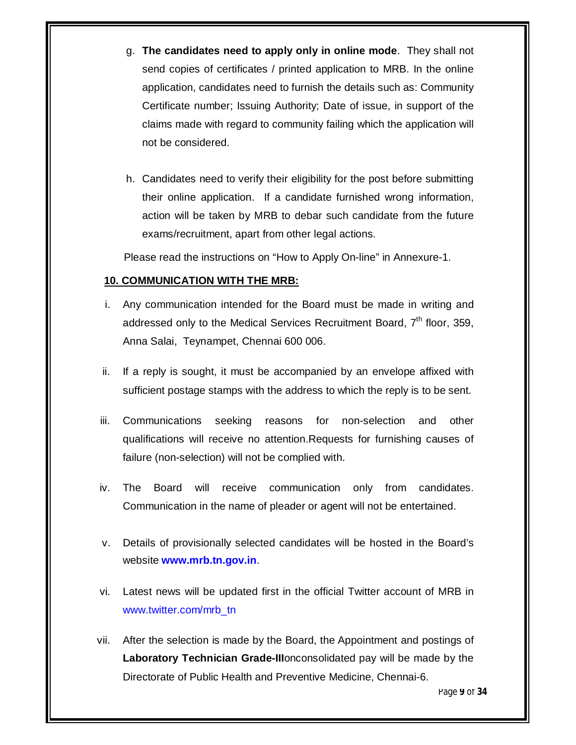g. **The candidates need to apply only in online mode**. They shall not send copies of certificates / printed application to MRB. In the online application, candidates need to furnish the details such as: Community Certificate number; Issuing Authority; Date of issue, in support of the claims made with regard to community failing which the application will not be considered.

h. Candidates need to verify their eligibility for the post before submitting their online application. If a candidate furnished wrong information, action will be taken by MRB to debar such candidate from the future exams/recruitment, apart from other legal actions.

Please read the instructions on "How to Apply On-line" in Annexure-1.

## 10. COMMUNICATION WITH THE MRB:

i. Any communication intended for the Board must be made in writing and addressed only to the Medical Services Recruitment Board, 7th floor, 359, Anna Salai, Teynampet, Chennai 600 006.

ii. If a reply is sought, it must be accompanied by an envelope affixed with sufficient postage stamps with the address to which the reply is to be sent.

iii. Communications seeking reasons for non-selection and other qualifications will receive no attention.Requests for furnishing causes of failure (non-selection) will not be complied with.

iv. The Board will receive communication only from candidates. Communication in the name of pleader or agent will not be entertained.

v. Details of provisionally selected candidates will be hosted in the Board's website **www.mrb.tn.gov.in**.

vi. Latest news will be updated first in the official Twitter account of MRB in www.twitter.com/mrb_tn

vii. After the selection is made by the Board, the Appointment and postings of **Laboratory Technician Grade-III**onconsolidated pay will be made by the Directorate of Public Health and Preventive Medicine, Chennai-6.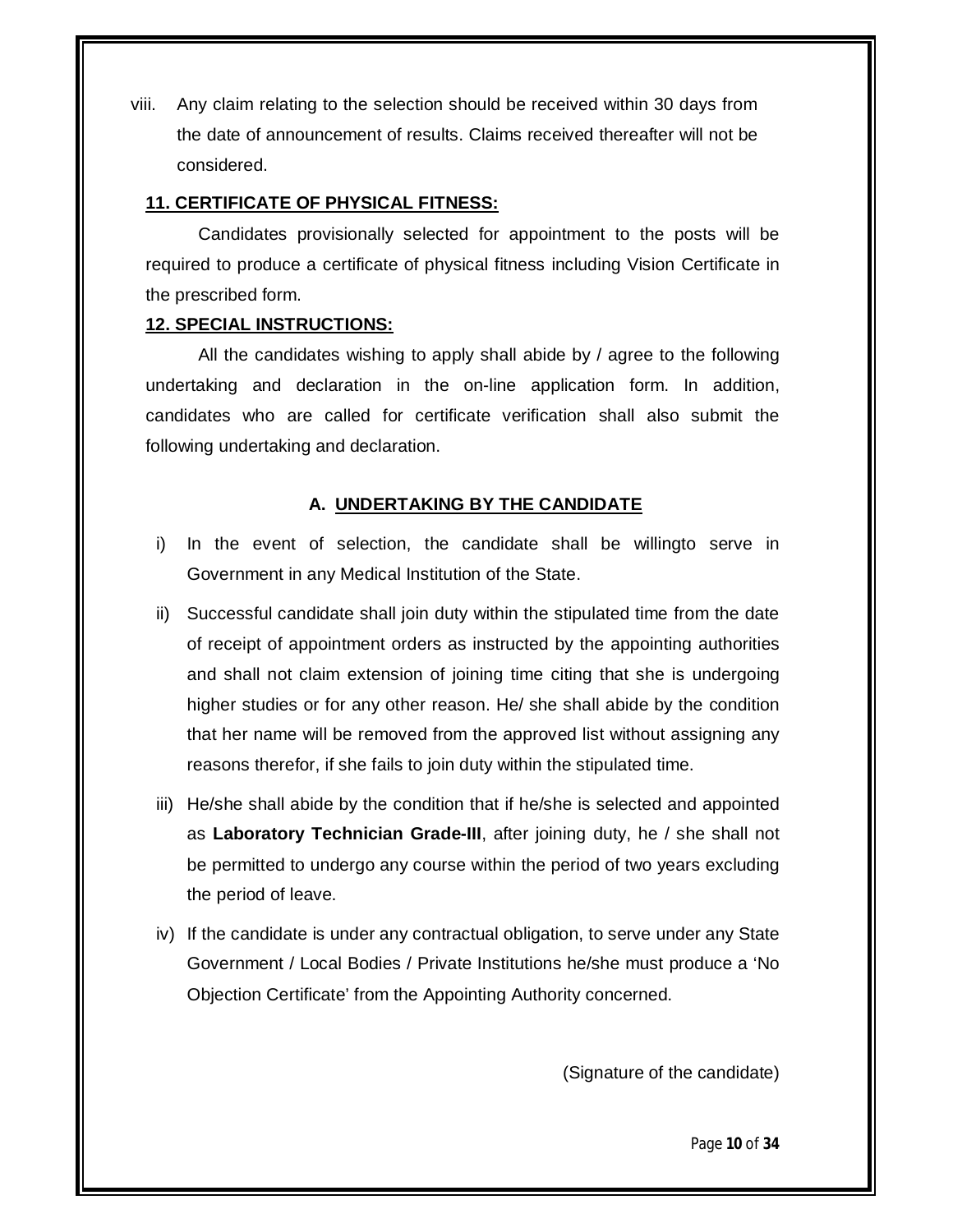viii. Any claim relating to the selection should be received within 30 days from the date of announcement of results. Claims received thereafter will not be considered.

**11. CERTIFICATE OF PHYSICAL FITNESS:**

Candidates provisionally selected for appointment to the posts will be required to produce a certificate of physical fitness including Vision Certificate in the prescribed form.

**12. SPECIAL INSTRUCTIONS:**

All the candidates wishing to apply shall abide by / agree to the following undertaking and declaration in the on-line application form. In addition, candidates who are called for certificate verification shall also submit the following undertaking and declaration.

**A. UNDERTAKING BY THE CANDIDATE**

i) In the event of selection, the candidate shall be willingto serve in Government in any Medical Institution of the State.

ii) Successful candidate shall join duty within the stipulated time from the date of receipt of appointment orders as instructed by the appointing authorities and shall not claim extension of joining time citing that she is undergoing higher studies or for any other reason. He/ she shall abide by the condition that her name will be removed from the approved list without assigning any reasons therefor, if she fails to join duty within the stipulated time.

iii) He/she shall abide by the condition that if he/she is selected and appointed as **Laboratory Technician Grade-III**, after joining duty, he / she shall not be permitted to undergo any course within the period of two years excluding the period of leave.

iv) If the candidate is under any contractual obligation, to serve under any State Government / Local Bodies / Private Institutions he/she must produce a 'No Objection Certificate' from the Appointing Authority concerned.

(Signature of the candidate)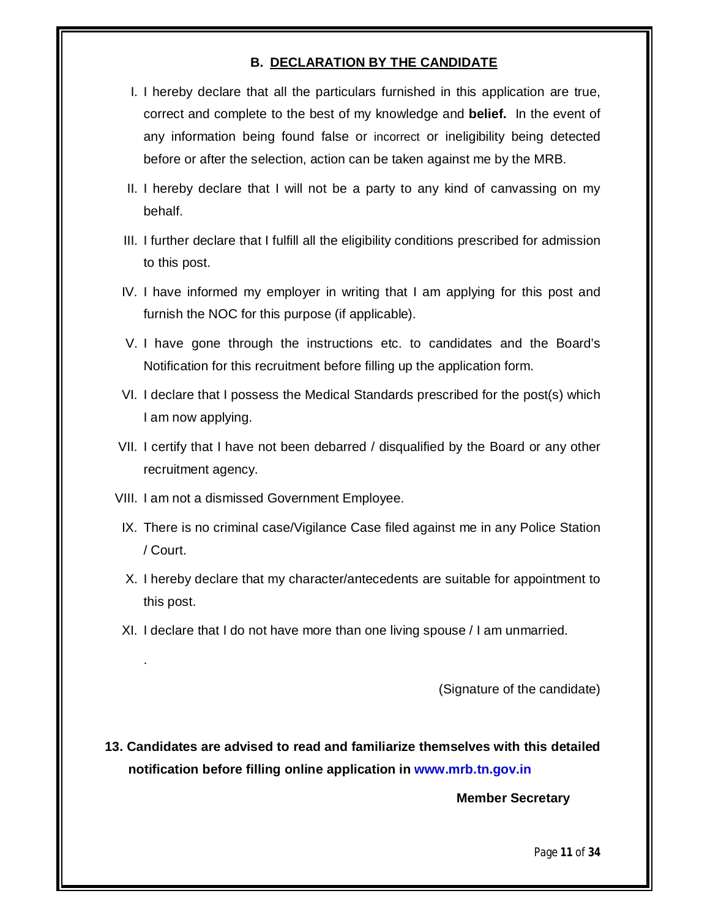## B. DECLARATION BY THE CANDIDATE

I. I hereby declare that all the particulars furnished in this application are true, correct and complete to the best of my knowledge and **belief.** In the event of any information being found false or incorrect or ineligibility being detected before or after the selection, action can be taken against me by the MRB.

II. I hereby declare that I will not be a party to any kind of canvassing on my behalf.

III. I further declare that I fulfill all the eligibility conditions prescribed for admission to this post.

IV. I have informed my employer in writing that I am applying for this post and furnish the NOC for this purpose (if applicable).

V. I have gone through the instructions etc. to candidates and the Board's Notification for this recruitment before filling up the application form.

VI. I declare that I possess the Medical Standards prescribed for the post(s) which I am now applying.

VII. I certify that I have not been debarred / disqualified by the Board or any other recruitment agency.

VIII. I am not a dismissed Government Employee.

IX. There is no criminal case/Vigilance Case filed against me in any Police Station / Court.

X. I hereby declare that my character/antecedents are suitable for appointment to this post.

XI. I declare that I do not have more than one living spouse / I am unmarried.

.

(Signature of the candidate)

**13. Candidates are advised to read and familiarize themselves with this detailed notification before filling online application in www.mrb.tn.gov.in**

**Member Secretary**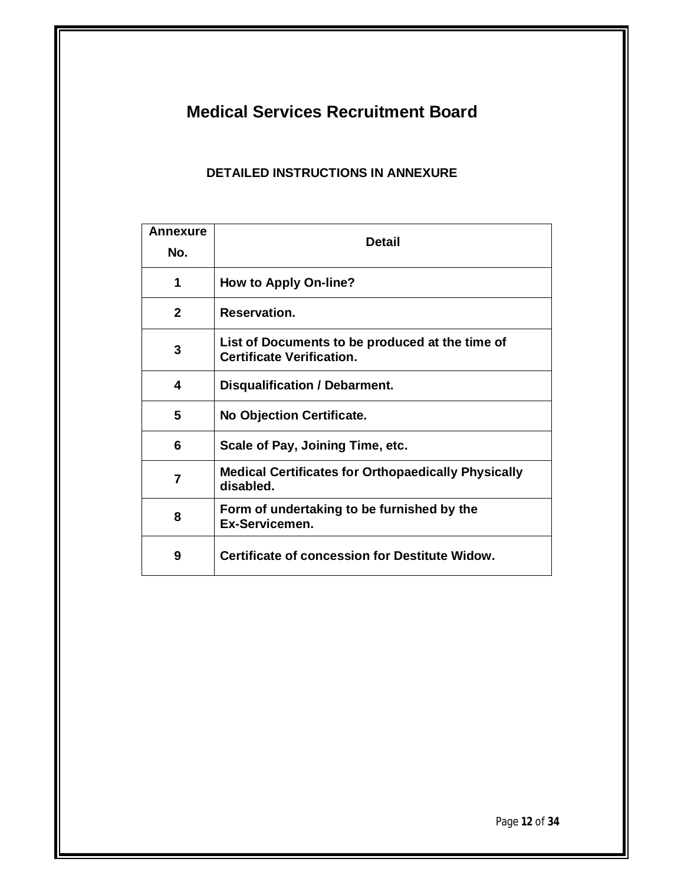# Medical Services Recruitment Board

## DETAILED INSTRUCTIONS IN ANNEXURE

| Annexure No. | Detail |
|---|---|
| **1** | **How to Apply On-line?** |
| **2** | **Reservation.** |
| **3** | **List of Documents to be produced at the time of Certificate Verification.** |
| **4** | **Disqualification / Debarment.** |
| **5** | **No Objection Certificate.** |
| **6** | **Scale of Pay, Joining Time, etc.** |
| **7** | **Medical Certificates for Orthopaedically Physically disabled.** |
| **8** | **Form of undertaking to be furnished by the Ex-Servicemen.** |
| **9** | **Certificate of concession for Destitute Widow.** |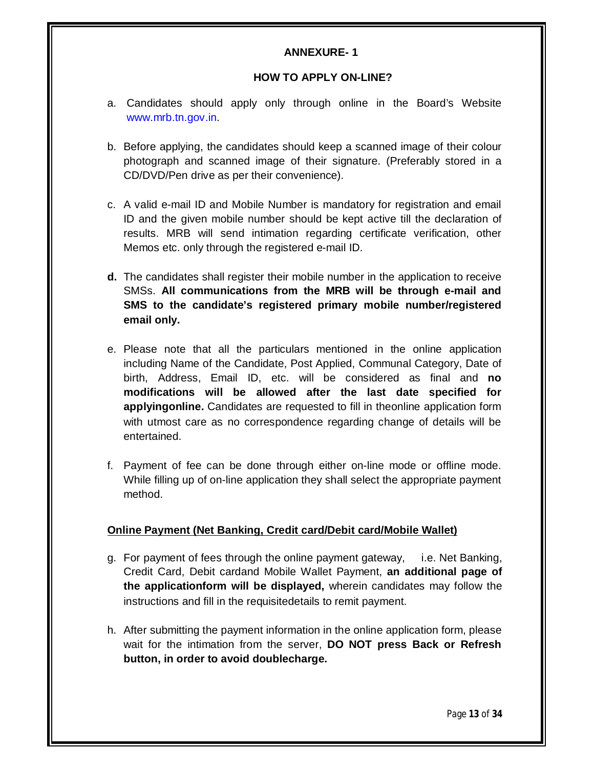## ANNEXURE- 1

### HOW TO APPLY ON-LINE?

a. Candidates should apply only through online in the Board's Website www.mrb.tn.gov.in.

b. Before applying, the candidates should keep a scanned image of their colour photograph and scanned image of their signature. (Preferably stored in a CD/DVD/Pen drive as per their convenience).

c. A valid e-mail ID and Mobile Number is mandatory for registration and email ID and the given mobile number should be kept active till the declaration of results. MRB will send intimation regarding certificate verification, other Memos etc. only through the registered e-mail ID.

**d.** The candidates shall register their mobile number in the application to receive SMSs. **All communications from the MRB will be through e-mail and SMS to the candidate's registered primary mobile number/registered email only.**

e. Please note that all the particulars mentioned in the online application including Name of the Candidate, Post Applied, Communal Category, Date of birth, Address, Email ID, etc. will be considered as final and **no modifications will be allowed after the last date specified for applyingonline.** Candidates are requested to fill in theonline application form with utmost care as no correspondence regarding change of details will be entertained.

f. Payment of fee can be done through either on-line mode or offline mode. While filling up of on-line application they shall select the appropriate payment method.

**<u>Online Payment (Net Banking, Credit card/Debit card/Mobile Wallet)</u>**

g. For payment of fees through the online payment gateway, i.e. Net Banking, Credit Card, Debit cardand Mobile Wallet Payment, **an additional page of the applicationform will be displayed,** wherein candidates may follow the instructions and fill in the requisitedetails to remit payment.

h. After submitting the payment information in the online application form, please wait for the intimation from the server, **DO NOT press Back or Refresh button, in order to avoid doublecharge.**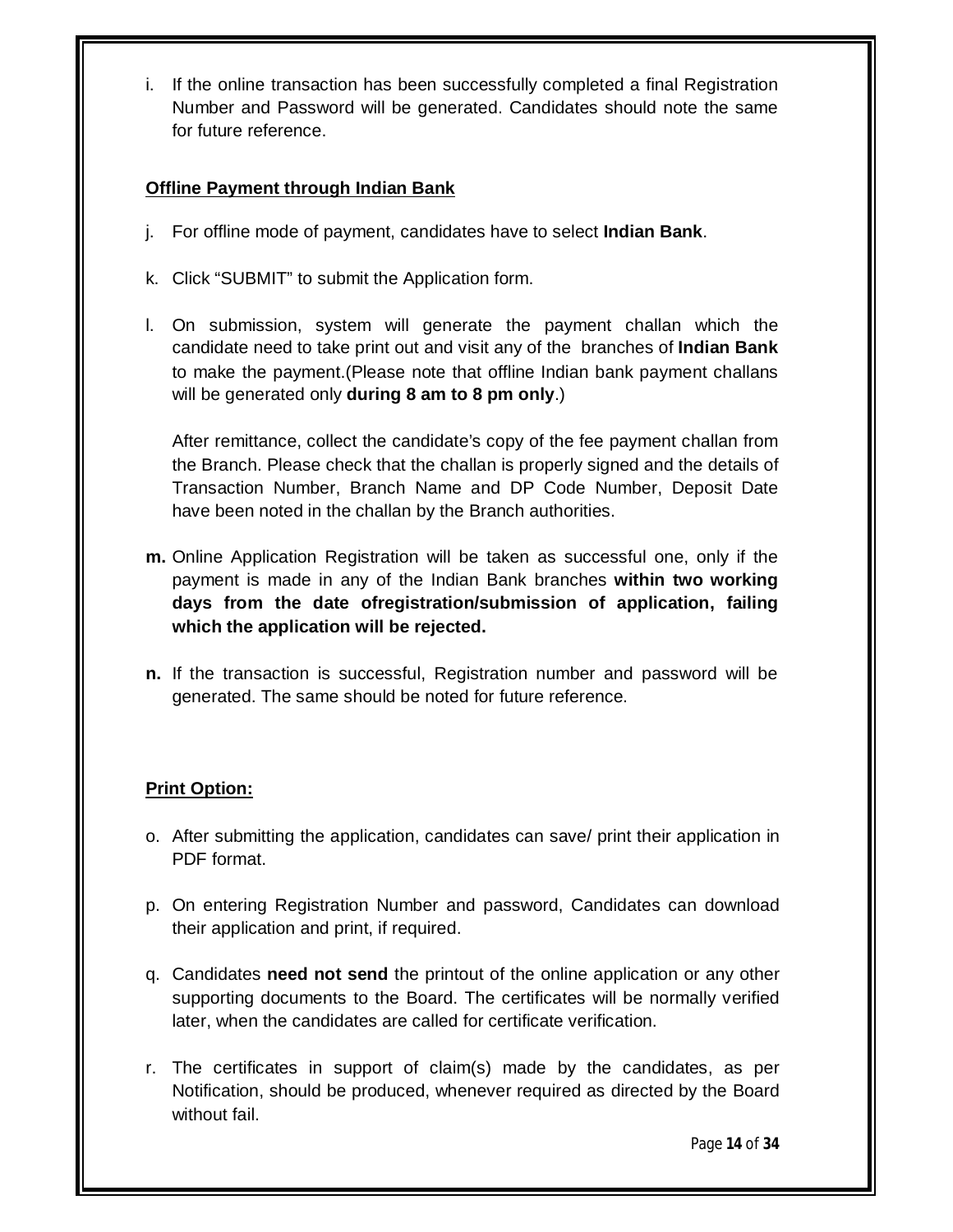i. If the online transaction has been successfully completed a final Registration Number and Password will be generated. Candidates should note the same for future reference.

**Offline Payment through Indian Bank**

j. For offline mode of payment, candidates have to select **Indian Bank**.

k. Click "SUBMIT" to submit the Application form.

l. On submission, system will generate the payment challan which the candidate need to take print out and visit any of the branches of **Indian Bank** to make the payment.(Please note that offline Indian bank payment challans will be generated only **during 8 am to 8 pm only**.)

   After remittance, collect the candidate's copy of the fee payment challan from the Branch. Please check that the challan is properly signed and the details of Transaction Number, Branch Name and DP Code Number, Deposit Date have been noted in the challan by the Branch authorities.

**m.** Online Application Registration will be taken as successful one, only if the payment is made in any of the Indian Bank branches **within two working days from the date ofregistration/submission of application, failing which the application will be rejected.**

**n.** If the transaction is successful, Registration number and password will be generated. The same should be noted for future reference.

**Print Option:**

o. After submitting the application, candidates can save/ print their application in PDF format.

p. On entering Registration Number and password, Candidates can download their application and print, if required.

q. Candidates **need not send** the printout of the online application or any other supporting documents to the Board. The certificates will be normally verified later, when the candidates are called for certificate verification.

r. The certificates in support of claim(s) made by the candidates, as per Notification, should be produced, whenever required as directed by the Board without fail.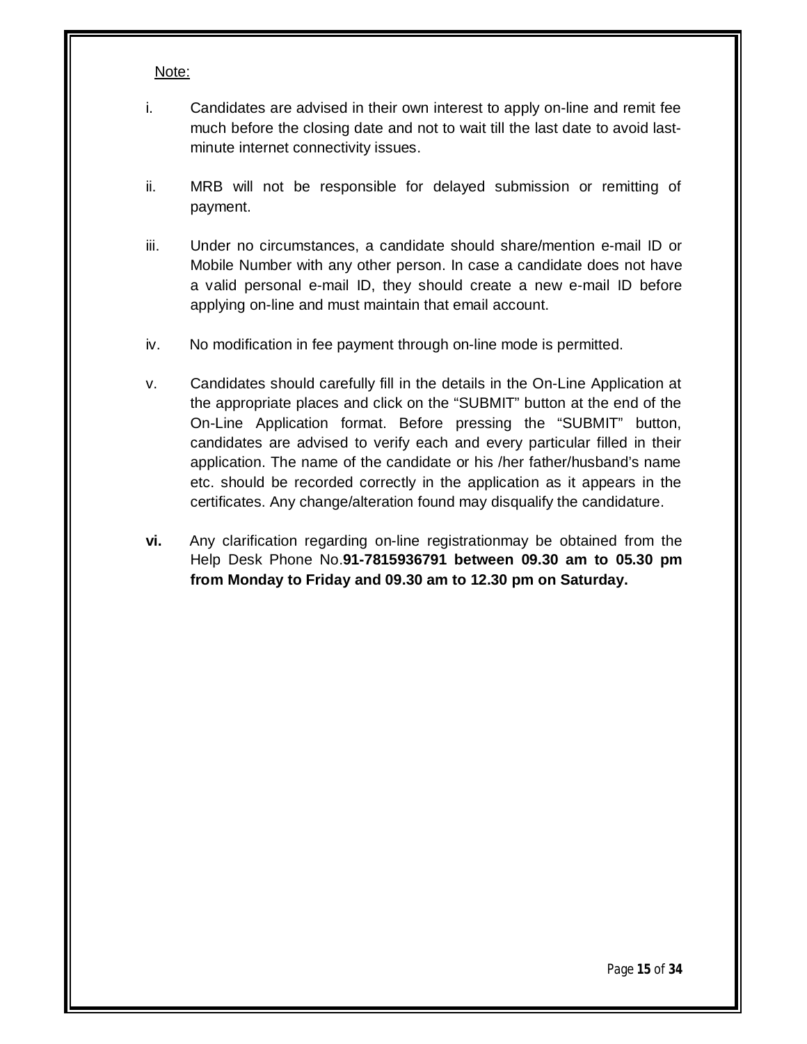Note:

i. Candidates are advised in their own interest to apply on-line and remit fee much before the closing date and not to wait till the last date to avoid last-minute internet connectivity issues.

ii. MRB will not be responsible for delayed submission or remitting of payment.

iii. Under no circumstances, a candidate should share/mention e-mail ID or Mobile Number with any other person. In case a candidate does not have a valid personal e-mail ID, they should create a new e-mail ID before applying on-line and must maintain that email account.

iv. No modification in fee payment through on-line mode is permitted.

v. Candidates should carefully fill in the details in the On-Line Application at the appropriate places and click on the "SUBMIT" button at the end of the On-Line Application format. Before pressing the "SUBMIT" button, candidates are advised to verify each and every particular filled in their application. The name of the candidate or his /her father/husband's name etc. should be recorded correctly in the application as it appears in the certificates. Any change/alteration found may disqualify the candidature.

**vi.** Any clarification regarding on-line registrationmay be obtained from the Help Desk Phone No.**91-7815936791 between 09.30 am to 05.30 pm from Monday to Friday and 09.30 am to 12.30 pm on Saturday.**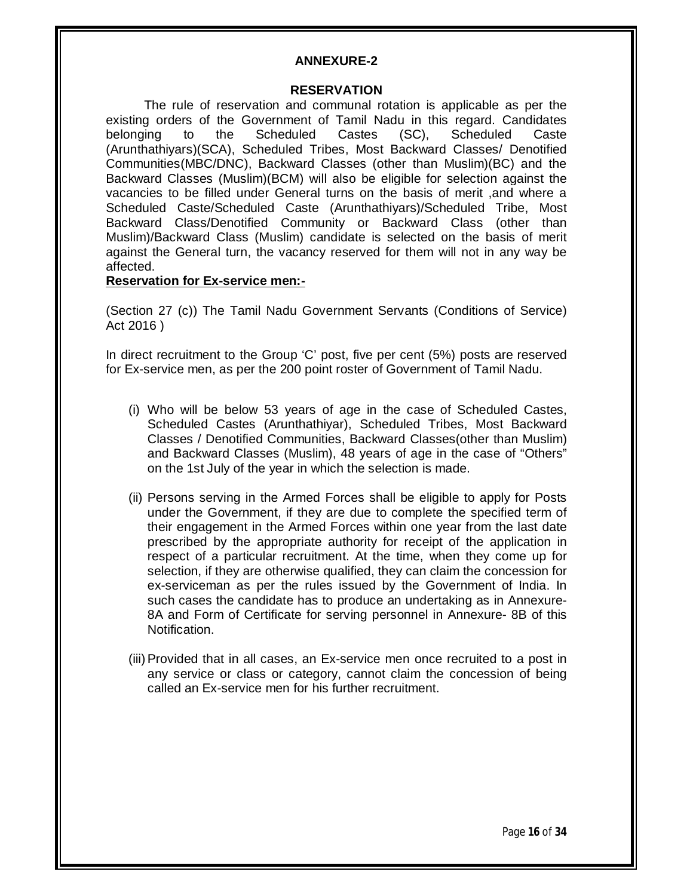## ANNEXURE-2

### RESERVATION

The rule of reservation and communal rotation is applicable as per the existing orders of the Government of Tamil Nadu in this regard. Candidates belonging to the Scheduled Castes (SC), Scheduled Caste (Arunthathiyars)(SCA), Scheduled Tribes, Most Backward Classes/ Denotified Communities(MBC/DNC), Backward Classes (other than Muslim)(BC) and the Backward Classes (Muslim)(BCM) will also be eligible for selection against the vacancies to be filled under General turns on the basis of merit ,and where a Scheduled Caste/Scheduled Caste (Arunthathiyars)/Scheduled Tribe, Most Backward Class/Denotified Community or Backward Class (other than Muslim)/Backward Class (Muslim) candidate is selected on the basis of merit against the General turn, the vacancy reserved for them will not in any way be affected.

**<u>Reservation for Ex-service men:-</u>**

(Section 27 (c)) The Tamil Nadu Government Servants (Conditions of Service) Act 2016 )

In direct recruitment to the Group 'C' post, five per cent (5%) posts are reserved for Ex-service men, as per the 200 point roster of Government of Tamil Nadu.

(i) Who will be below 53 years of age in the case of Scheduled Castes, Scheduled Castes (Arunthathiyar), Scheduled Tribes, Most Backward Classes / Denotified Communities, Backward Classes(other than Muslim) and Backward Classes (Muslim), 48 years of age in the case of "Others" on the 1st July of the year in which the selection is made.

(ii) Persons serving in the Armed Forces shall be eligible to apply for Posts under the Government, if they are due to complete the specified term of their engagement in the Armed Forces within one year from the last date prescribed by the appropriate authority for receipt of the application in respect of a particular recruitment. At the time, when they come up for selection, if they are otherwise qualified, they can claim the concession for ex-serviceman as per the rules issued by the Government of India. In such cases the candidate has to produce an undertaking as in Annexure-8A and Form of Certificate for serving personnel in Annexure- 8B of this Notification.

(iii) Provided that in all cases, an Ex-service men once recruited to a post in any service or class or category, cannot claim the concession of being called an Ex-service men for his further recruitment.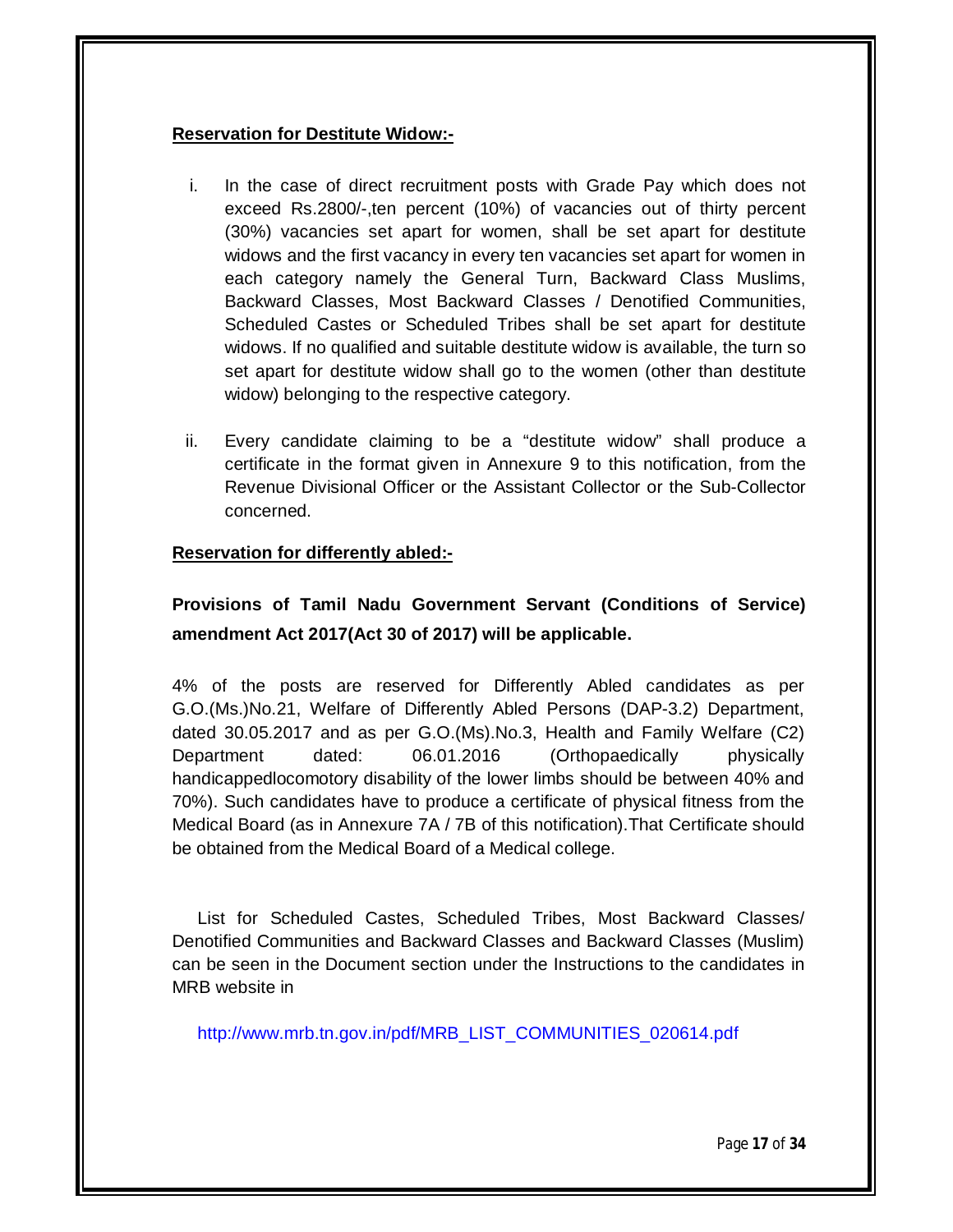**Reservation for Destitute Widow:-**

i. In the case of direct recruitment posts with Grade Pay which does not exceed Rs.2800/-,ten percent (10%) of vacancies out of thirty percent (30%) vacancies set apart for women, shall be set apart for destitute widows and the first vacancy in every ten vacancies set apart for women in each category namely the General Turn, Backward Class Muslims, Backward Classes, Most Backward Classes / Denotified Communities, Scheduled Castes or Scheduled Tribes shall be set apart for destitute widows. If no qualified and suitable destitute widow is available, the turn so set apart for destitute widow shall go to the women (other than destitute widow) belonging to the respective category.

ii. Every candidate claiming to be a "destitute widow" shall produce a certificate in the format given in Annexure 9 to this notification, from the Revenue Divisional Officer or the Assistant Collector or the Sub-Collector concerned.

**Reservation for differently abled:-**

**Provisions of Tamil Nadu Government Servant (Conditions of Service) amendment Act 2017(Act 30 of 2017) will be applicable.**

4% of the posts are reserved for Differently Abled candidates as per G.O.(Ms.)No.21, Welfare of Differently Abled Persons (DAP-3.2) Department, dated 30.05.2017 and as per G.O.(Ms).No.3, Health and Family Welfare (C2) Department dated: 06.01.2016 (Orthopaedically physically handicappedlocomotory disability of the lower limbs should be between 40% and 70%). Such candidates have to produce a certificate of physical fitness from the Medical Board (as in Annexure 7A / 7B of this notification).That Certificate should be obtained from the Medical Board of a Medical college.

List for Scheduled Castes, Scheduled Tribes, Most Backward Classes/ Denotified Communities and Backward Classes and Backward Classes (Muslim) can be seen in the Document section under the Instructions to the candidates in MRB website in

http://www.mrb.tn.gov.in/pdf/MRB_LIST_COMMUNITIES_020614.pdf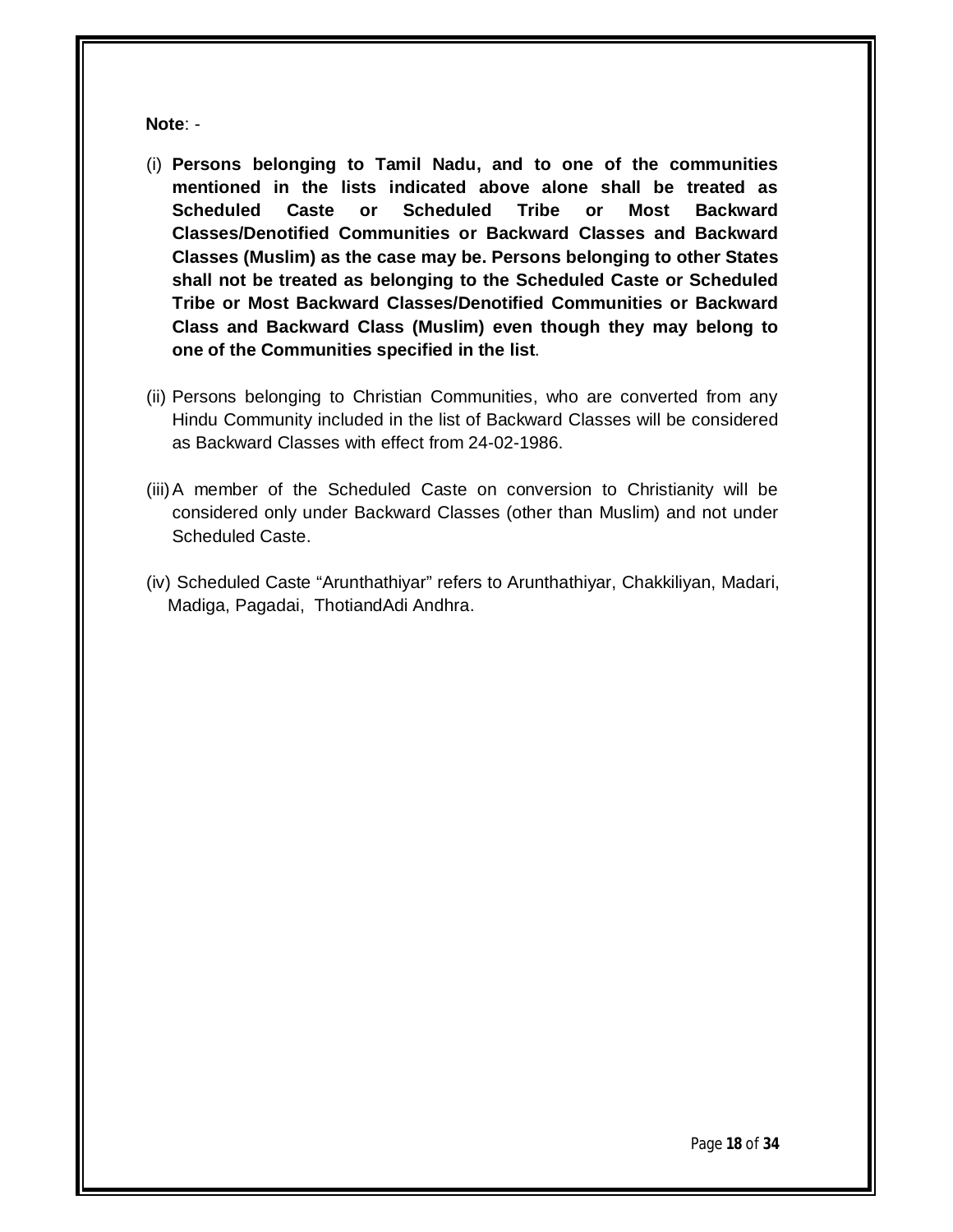**Note**: -

(i) **Persons belonging to Tamil Nadu, and to one of the communities mentioned in the lists indicated above alone shall be treated as Scheduled Caste or Scheduled Tribe or Most Backward Classes/Denotified Communities or Backward Classes and Backward Classes (Muslim) as the case may be. Persons belonging to other States shall not be treated as belonging to the Scheduled Caste or Scheduled Tribe or Most Backward Classes/Denotified Communities or Backward Class and Backward Class (Muslim) even though they may belong to one of the Communities specified in the list**.

(ii) Persons belonging to Christian Communities, who are converted from any Hindu Community included in the list of Backward Classes will be considered as Backward Classes with effect from 24-02-1986.

(iii) A member of the Scheduled Caste on conversion to Christianity will be considered only under Backward Classes (other than Muslim) and not under Scheduled Caste.

(iv) Scheduled Caste "Arunthathiyar" refers to Arunthathiyar, Chakkiliyan, Madari, Madiga, Pagadai, ThotiandAdi Andhra.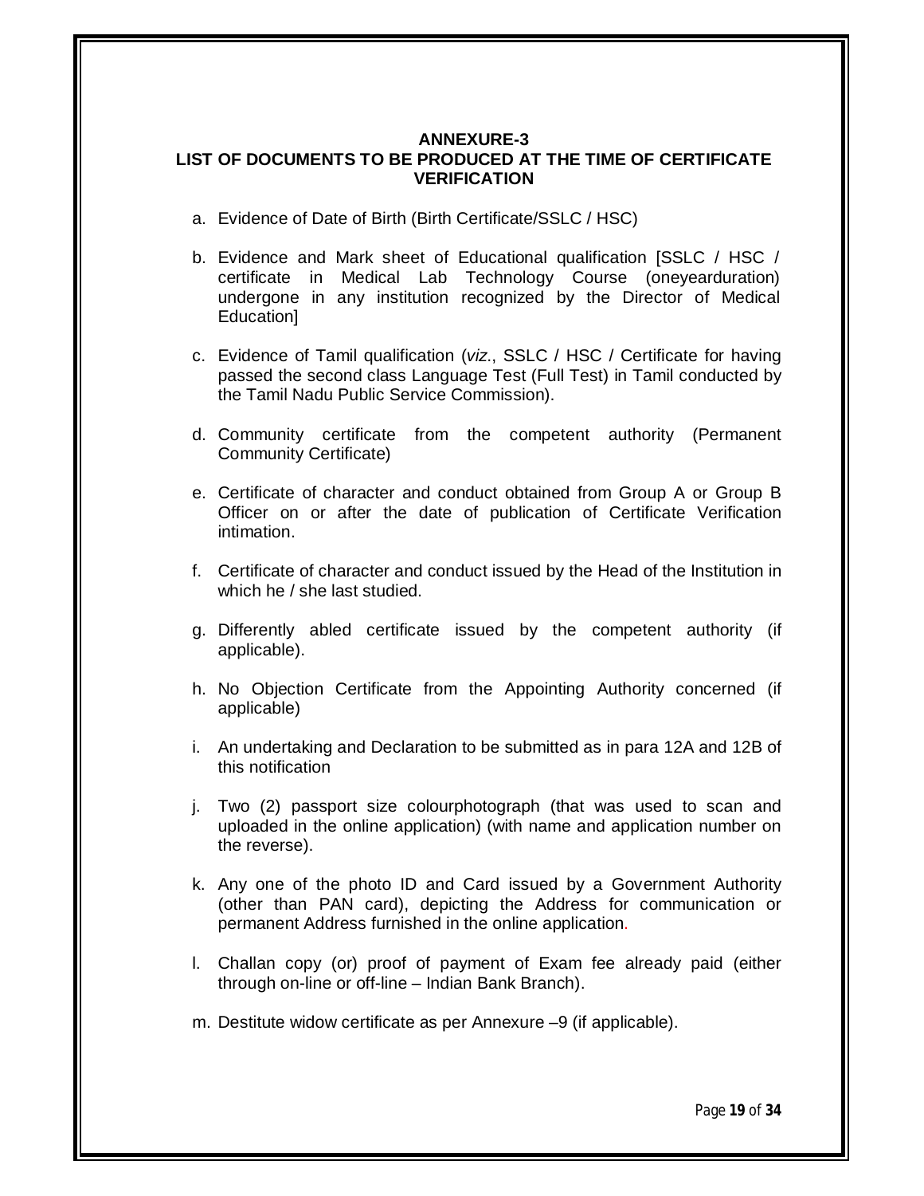## ANNEXURE-3

## LIST OF DOCUMENTS TO BE PRODUCED AT THE TIME OF CERTIFICATE VERIFICATION

a. Evidence of Date of Birth (Birth Certificate/SSLC / HSC)

b. Evidence and Mark sheet of Educational qualification [SSLC / HSC / certificate in Medical Lab Technology Course (oneyearduration) undergone in any institution recognized by the Director of Medical Education]

c. Evidence of Tamil qualification (*viz*., SSLC / HSC / Certificate for having passed the second class Language Test (Full Test) in Tamil conducted by the Tamil Nadu Public Service Commission).

d. Community certificate from the competent authority (Permanent Community Certificate)

e. Certificate of character and conduct obtained from Group A or Group B Officer on or after the date of publication of Certificate Verification intimation.

f. Certificate of character and conduct issued by the Head of the Institution in which he / she last studied.

g. Differently abled certificate issued by the competent authority (if applicable).

h. No Objection Certificate from the Appointing Authority concerned (if applicable)

i. An undertaking and Declaration to be submitted as in para 12A and 12B of this notification

j. Two (2) passport size colourphotograph (that was used to scan and uploaded in the online application) (with name and application number on the reverse).

k. Any one of the photo ID and Card issued by a Government Authority (other than PAN card), depicting the Address for communication or permanent Address furnished in the online application.

l. Challan copy (or) proof of payment of Exam fee already paid (either through on-line or off-line – Indian Bank Branch).

m. Destitute widow certificate as per Annexure –9 (if applicable).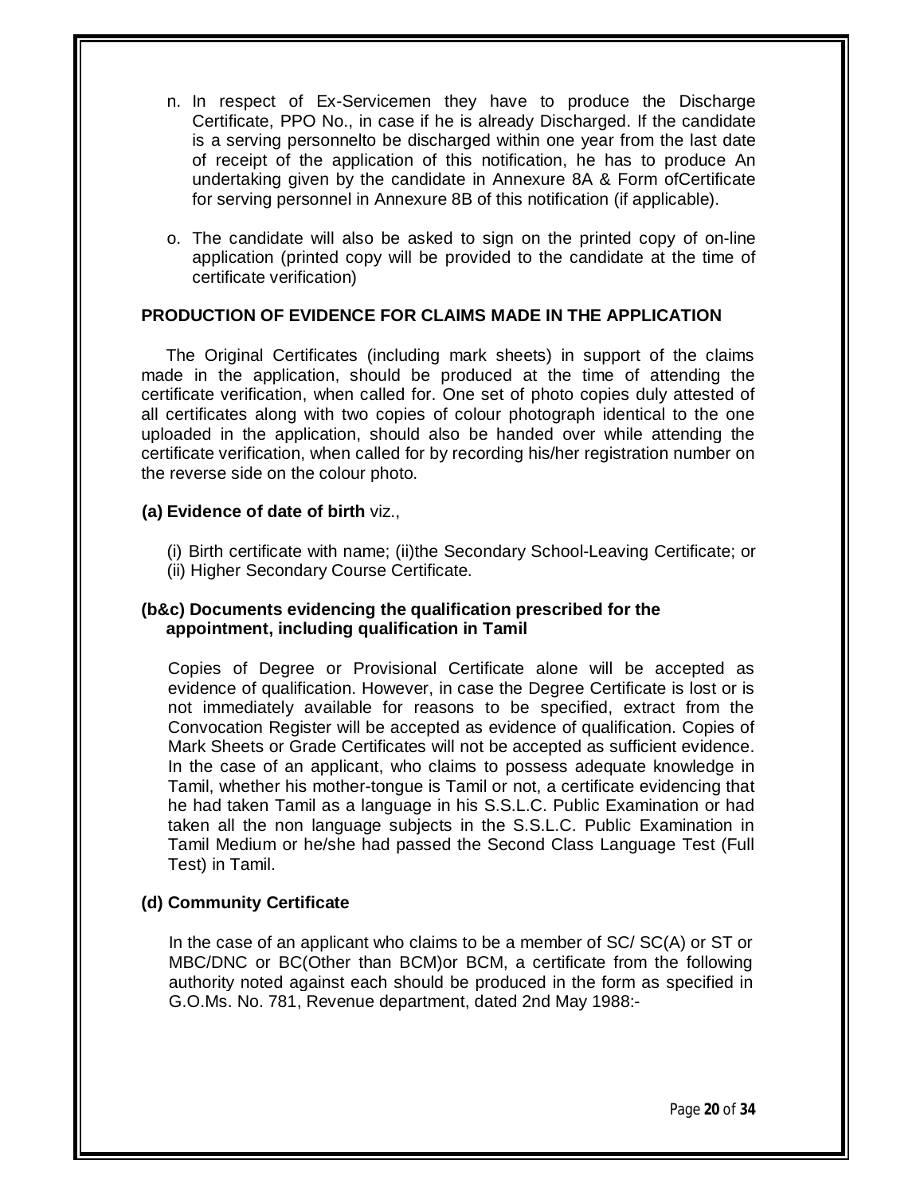n. In respect of Ex-Servicemen they have to produce the Discharge Certificate, PPO No., in case if he is already Discharged. If the candidate is a serving personnelto be discharged within one year from the last date of receipt of the application of this notification, he has to produce An undertaking given by the candidate in Annexure 8A & Form ofCertificate for serving personnel in Annexure 8B of this notification (if applicable).

o. The candidate will also be asked to sign on the printed copy of on-line application (printed copy will be provided to the candidate at the time of certificate verification)

## PRODUCTION OF EVIDENCE FOR CLAIMS MADE IN THE APPLICATION

The Original Certificates (including mark sheets) in support of the claims made in the application, should be produced at the time of attending the certificate verification, when called for. One set of photo copies duly attested of all certificates along with two copies of colour photograph identical to the one uploaded in the application, should also be handed over while attending the certificate verification, when called for by recording his/her registration number on the reverse side on the colour photo.

**(a) Evidence of date of birth** viz.,

(i) Birth certificate with name; (ii)the Secondary School-Leaving Certificate; or
(ii) Higher Secondary Course Certificate.

**(b&c) Documents evidencing the qualification prescribed for the appointment, including qualification in Tamil**

Copies of Degree or Provisional Certificate alone will be accepted as evidence of qualification. However, in case the Degree Certificate is lost or is not immediately available for reasons to be specified, extract from the Convocation Register will be accepted as evidence of qualification. Copies of Mark Sheets or Grade Certificates will not be accepted as sufficient evidence. In the case of an applicant, who claims to possess adequate knowledge in Tamil, whether his mother-tongue is Tamil or not, a certificate evidencing that he had taken Tamil as a language in his S.S.L.C. Public Examination or had taken all the non language subjects in the S.S.L.C. Public Examination in Tamil Medium or he/she had passed the Second Class Language Test (Full Test) in Tamil.

**(d) Community Certificate**

In the case of an applicant who claims to be a member of SC/ SC(A) or ST or MBC/DNC or BC(Other than BCM)or BCM, a certificate from the following authority noted against each should be produced in the form as specified in G.O.Ms. No. 781, Revenue department, dated 2nd May 1988:-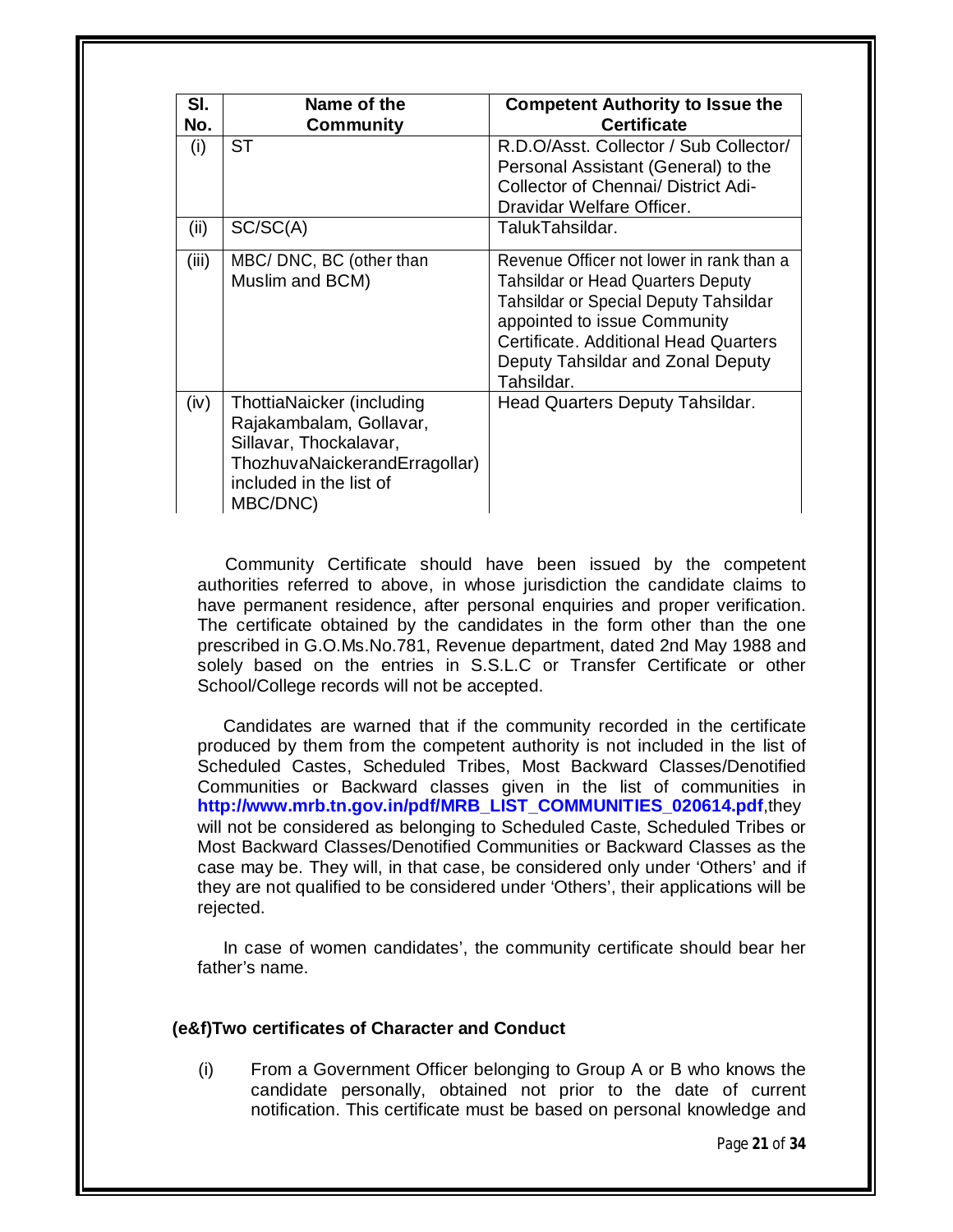| Sl. No. | Name of the Community | Competent Authority to Issue the Certificate |
|---|---|---|
| (i) | ST | R.D.O/Asst. Collector / Sub Collector/ Personal Assistant (General) to the Collector of Chennai/ District Adi-Dravidar Welfare Officer. |
| (ii) | SC/SC(A) | TalukTahsildar. |
| (iii) | MBC/ DNC, BC (other than Muslim and BCM) | Revenue Officer not lower in rank than a Tahsildar or Head Quarters Deputy Tahsildar or Special Deputy Tahsildar appointed to issue Community Certificate. Additional Head Quarters Deputy Tahsildar and Zonal Deputy Tahsildar. |
| (iv) | ThottiaNaicker (including Rajakambalam, Gollavar, Sillavar, Thockalavar, ThozhuvaNaickerandErragollar) included in the list of MBC/DNC) | Head Quarters Deputy Tahsildar. |

Community Certificate should have been issued by the competent authorities referred to above, in whose jurisdiction the candidate claims to have permanent residence, after personal enquiries and proper verification. The certificate obtained by the candidates in the form other than the one prescribed in G.O.Ms.No.781, Revenue department, dated 2nd May 1988 and solely based on the entries in S.S.L.C or Transfer Certificate or other School/College records will not be accepted.

Candidates are warned that if the community recorded in the certificate produced by them from the competent authority is not included in the list of Scheduled Castes, Scheduled Tribes, Most Backward Classes/Denotified Communities or Backward classes given in the list of communities in **http://www.mrb.tn.gov.in/pdf/MRB_LIST_COMMUNITIES_020614.pdf**,they will not be considered as belonging to Scheduled Caste, Scheduled Tribes or Most Backward Classes/Denotified Communities or Backward Classes as the case may be. They will, in that case, be considered only under 'Others' and if they are not qualified to be considered under 'Others', their applications will be rejected.

In case of women candidates', the community certificate should bear her father's name.

**(e&f)Two certificates of Character and Conduct**

(i) From a Government Officer belonging to Group A or B who knows the candidate personally, obtained not prior to the date of current notification. This certificate must be based on personal knowledge and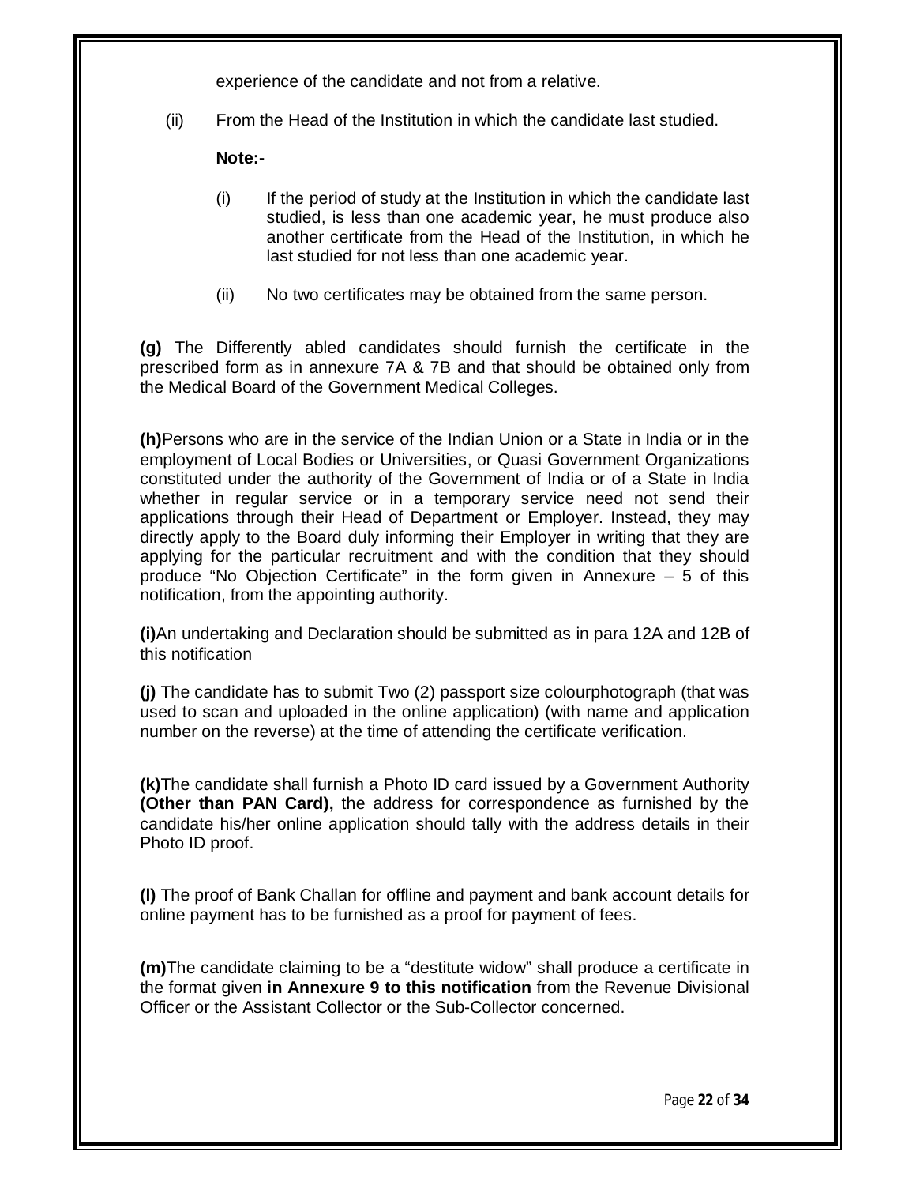experience of the candidate and not from a relative.

(ii) From the Head of the Institution in which the candidate last studied.

**Note:-**

(i) If the period of study at the Institution in which the candidate last studied, is less than one academic year, he must produce also another certificate from the Head of the Institution, in which he last studied for not less than one academic year.

(ii) No two certificates may be obtained from the same person.

**(g)** The Differently abled candidates should furnish the certificate in the prescribed form as in annexure 7A & 7B and that should be obtained only from the Medical Board of the Government Medical Colleges.

**(h)**Persons who are in the service of the Indian Union or a State in India or in the employment of Local Bodies or Universities, or Quasi Government Organizations constituted under the authority of the Government of India or of a State in India whether in regular service or in a temporary service need not send their applications through their Head of Department or Employer. Instead, they may directly apply to the Board duly informing their Employer in writing that they are applying for the particular recruitment and with the condition that they should produce "No Objection Certificate" in the form given in Annexure – 5 of this notification, from the appointing authority.

**(i)**An undertaking and Declaration should be submitted as in para 12A and 12B of this notification

**(j)** The candidate has to submit Two (2) passport size colourphotograph (that was used to scan and uploaded in the online application) (with name and application number on the reverse) at the time of attending the certificate verification.

**(k)**The candidate shall furnish a Photo ID card issued by a Government Authority **(Other than PAN Card),** the address for correspondence as furnished by the candidate his/her online application should tally with the address details in their Photo ID proof.

**(l)** The proof of Bank Challan for offline and payment and bank account details for online payment has to be furnished as a proof for payment of fees.

**(m)**The candidate claiming to be a "destitute widow" shall produce a certificate in the format given **in Annexure 9 to this notification** from the Revenue Divisional Officer or the Assistant Collector or the Sub-Collector concerned.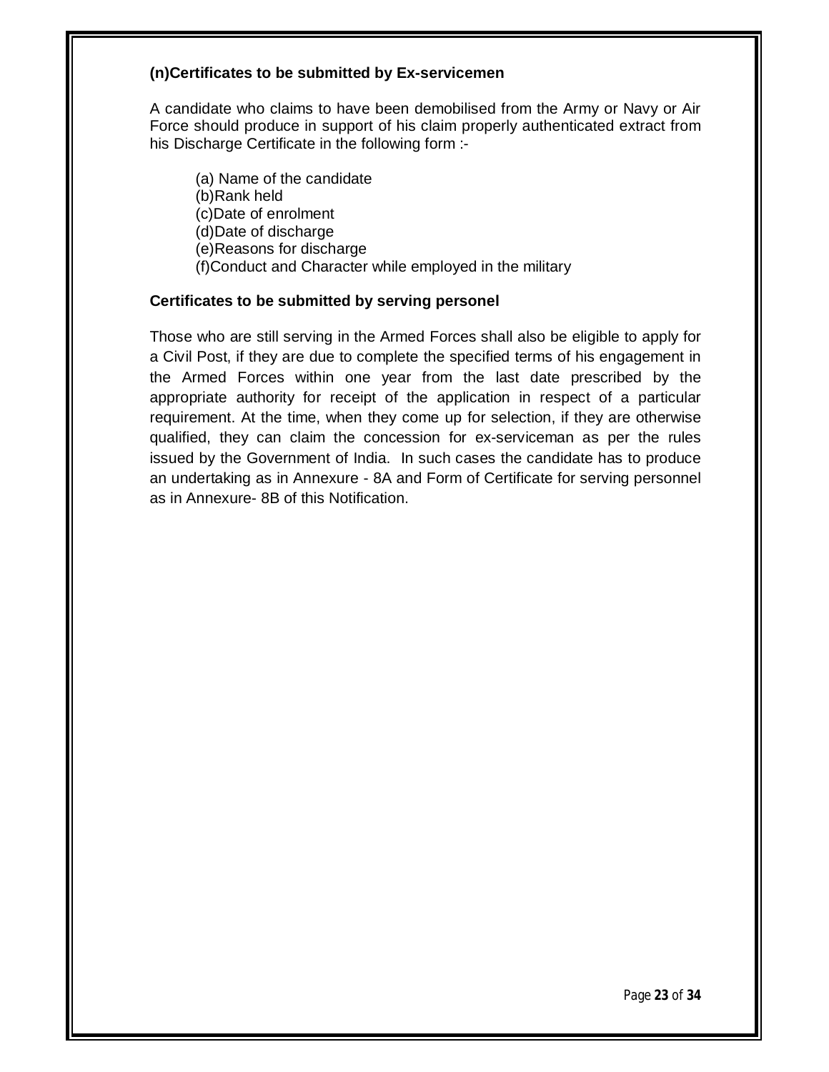**(n)Certificates to be submitted by Ex-servicemen**

A candidate who claims to have been demobilised from the Army or Navy or Air Force should produce in support of his claim properly authenticated extract from his Discharge Certificate in the following form :-

(a) Name of the candidate
(b)Rank held
(c)Date of enrolment
(d)Date of discharge
(e)Reasons for discharge
(f)Conduct and Character while employed in the military

**Certificates to be submitted by serving personel**

Those who are still serving in the Armed Forces shall also be eligible to apply for a Civil Post, if they are due to complete the specified terms of his engagement in the Armed Forces within one year from the last date prescribed by the appropriate authority for receipt of the application in respect of a particular requirement. At the time, when they come up for selection, if they are otherwise qualified, they can claim the concession for ex-serviceman as per the rules issued by the Government of India. In such cases the candidate has to produce an undertaking as in Annexure - 8A and Form of Certificate for serving personnel as in Annexure- 8B of this Notification.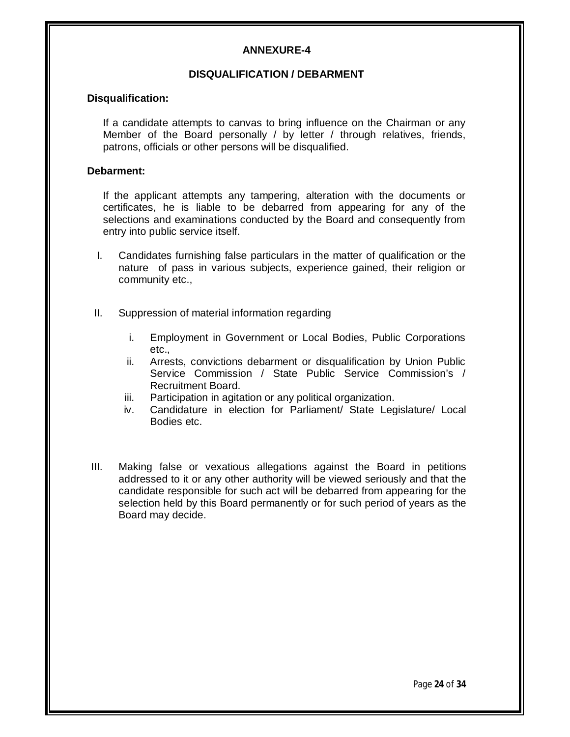## ANNEXURE-4

### DISQUALIFICATION / DEBARMENT

**Disqualification:**

If a candidate attempts to canvas to bring influence on the Chairman or any Member of the Board personally / by letter / through relatives, friends, patrons, officials or other persons will be disqualified.

**Debarment:**

If the applicant attempts any tampering, alteration with the documents or certificates, he is liable to be debarred from appearing for any of the selections and examinations conducted by the Board and consequently from entry into public service itself.

I. Candidates furnishing false particulars in the matter of qualification or the nature of pass in various subjects, experience gained, their religion or community etc.,

II. Suppression of material information regarding

   i. Employment in Government or Local Bodies, Public Corporations etc.,
   ii. Arrests, convictions debarment or disqualification by Union Public Service Commission / State Public Service Commission's / Recruitment Board.
   iii. Participation in agitation or any political organization.
   iv. Candidature in election for Parliament/ State Legislature/ Local Bodies etc.

III. Making false or vexatious allegations against the Board in petitions addressed to it or any other authority will be viewed seriously and that the candidate responsible for such act will be debarred from appearing for the selection held by this Board permanently or for such period of years as the Board may decide.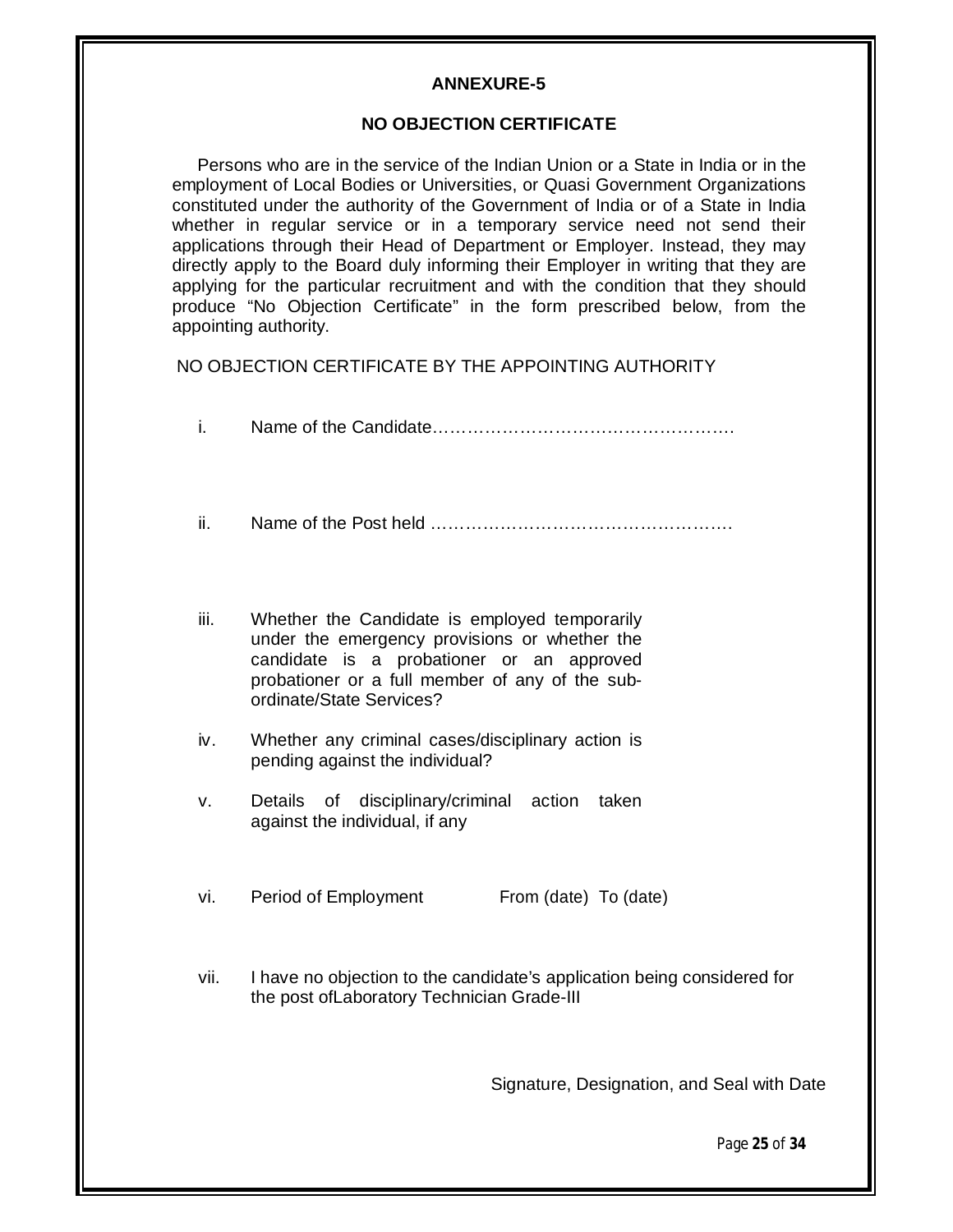**ANNEXURE-5**

**NO OBJECTION CERTIFICATE**

Persons who are in the service of the Indian Union or a State in India or in the employment of Local Bodies or Universities, or Quasi Government Organizations constituted under the authority of the Government of India or of a State in India whether in regular service or in a temporary service need not send their applications through their Head of Department or Employer. Instead, they may directly apply to the Board duly informing their Employer in writing that they are applying for the particular recruitment and with the condition that they should produce "No Objection Certificate" in the form prescribed below, from the appointing authority.

NO OBJECTION CERTIFICATE BY THE APPOINTING AUTHORITY

i. Name of the Candidate……………………………………………….

ii. Name of the Post held ……………………………………………….

iii. Whether the Candidate is employed temporarily under the emergency provisions or whether the candidate is a probationer or an approved probationer or a full member of any of the sub-ordinate/State Services?

iv. Whether any criminal cases/disciplinary action is pending against the individual?

v. Details of disciplinary/criminal action taken against the individual, if any

vi. Period of Employment From (date) To (date)

vii. I have no objection to the candidate's application being considered for the post ofLaboratory Technician Grade-III

Signature, Designation, and Seal with Date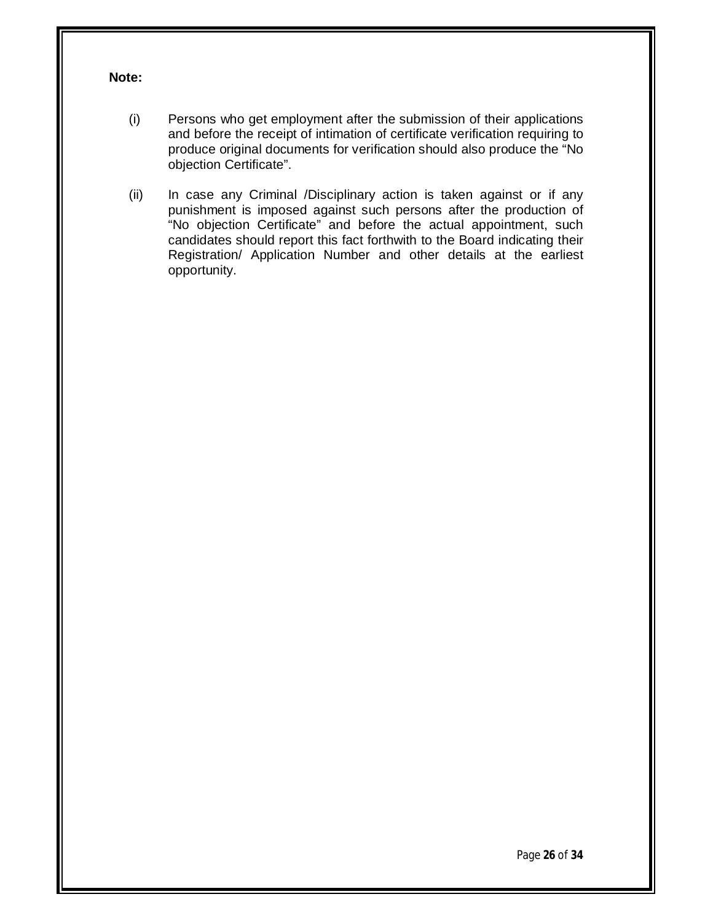**Note:**

(i) Persons who get employment after the submission of their applications and before the receipt of intimation of certificate verification requiring to produce original documents for verification should also produce the "No objection Certificate".

(ii) In case any Criminal /Disciplinary action is taken against or if any punishment is imposed against such persons after the production of "No objection Certificate" and before the actual appointment, such candidates should report this fact forthwith to the Board indicating their Registration/ Application Number and other details at the earliest opportunity.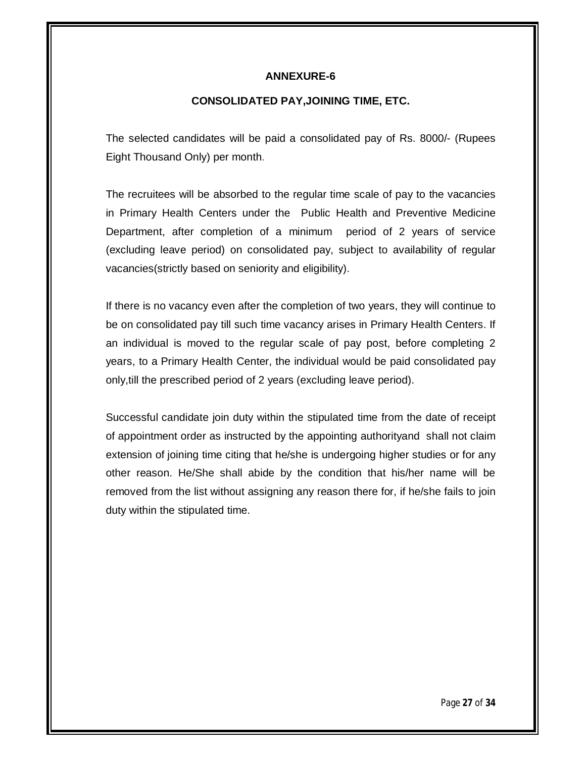## ANNEXURE-6

### CONSOLIDATED PAY,JOINING TIME, ETC.

The selected candidates will be paid a consolidated pay of Rs. 8000/- (Rupees Eight Thousand Only) per month.

The recruitees will be absorbed to the regular time scale of pay to the vacancies in Primary Health Centers under the Public Health and Preventive Medicine Department, after completion of a minimum period of 2 years of service (excluding leave period) on consolidated pay, subject to availability of regular vacancies(strictly based on seniority and eligibility).

If there is no vacancy even after the completion of two years, they will continue to be on consolidated pay till such time vacancy arises in Primary Health Centers. If an individual is moved to the regular scale of pay post, before completing 2 years, to a Primary Health Center, the individual would be paid consolidated pay only,till the prescribed period of 2 years (excluding leave period).

Successful candidate join duty within the stipulated time from the date of receipt of appointment order as instructed by the appointing authorityand shall not claim extension of joining time citing that he/she is undergoing higher studies or for any other reason. He/She shall abide by the condition that his/her name will be removed from the list without assigning any reason there for, if he/she fails to join duty within the stipulated time.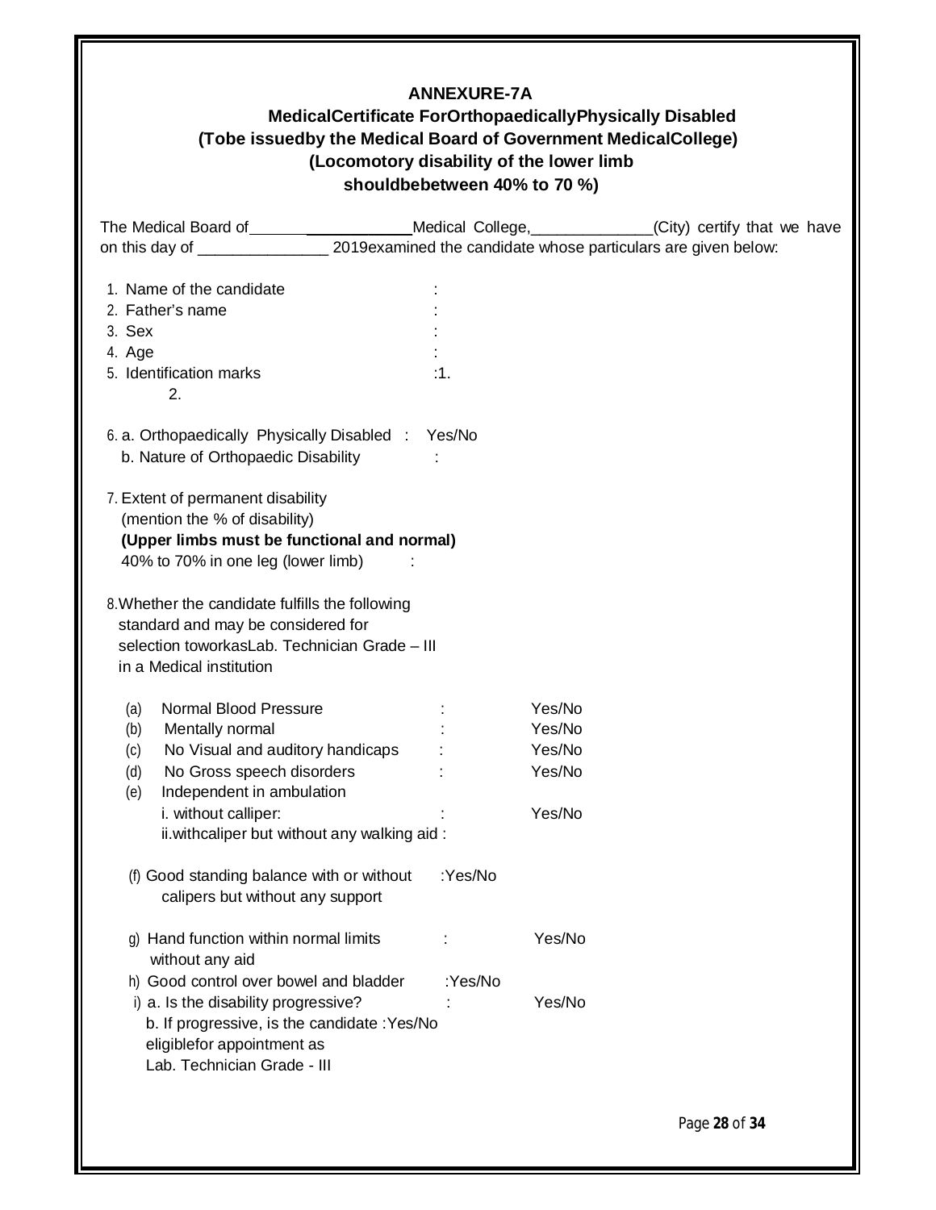**ANNEXURE-7A**

**MedicalCertificate ForOrthopaedicallyPhysically Disabled**
**(Tobe issuedby the Medical Board of Government MedicalCollege)**
**(Locomotory disability of the lower limb shouldbebetween 40% to 70 %)**

The Medical Board of_________________Medical College,______________(City) certify that we have on this day of _______________ 2019examined the candidate whose particulars are given below:

1. Name of the candidate :
2. Father's name :
3. Sex :
4. Age :
5. Identification marks :1.
   2.

6. a. Orthopaedically Physically Disabled : Yes/No
   b. Nature of Orthopaedic Disability :

7. Extent of permanent disability
   (mention the % of disability)
   **(Upper limbs must be functional and normal)**
   40% to 70% in one leg (lower limb) :

8. Whether the candidate fulfills the following standard and may be considered for selection toworkasLab. Technician Grade – III in a Medical institution

   (a) Normal Blood Pressure : Yes/No
   (b) Mentally normal : Yes/No
   (c) No Visual and auditory handicaps : Yes/No
   (d) No Gross speech disorders : Yes/No
   (e) Independent in ambulation
       i. without calliper: : Yes/No
       ii.withcaliper but without any walking aid :

   (f) Good standing balance with or without calipers but without any support :Yes/No

   g) Hand function within normal limits without any aid : Yes/No
   h) Good control over bowel and bladder :Yes/No
   i) a. Is the disability progressive? : Yes/No
      b. If progressive, is the candidate eligiblefor appointment as Lab. Technician Grade - III :Yes/No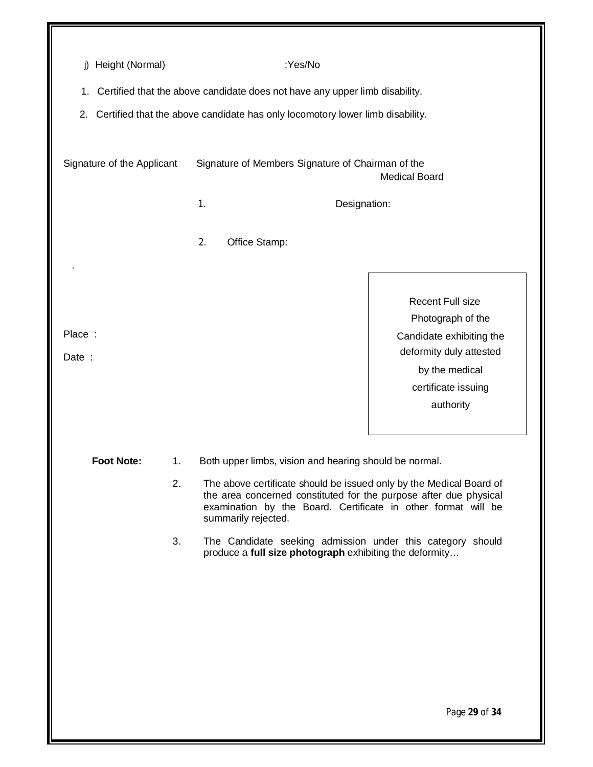j) Height (Normal) :Yes/No

1. Certified that the above candidate does not have any upper limb disability.
2. Certified that the above candidate has only locomotory lower limb disability.

Signature of the Applicant Signature of Members Signature of Chairman of the Medical Board

1. Designation:

2. Office Stamp:

.

Place :

Date :

Recent Full size Photograph of the Candidate exhibiting the deformity duly attested by the medical certificate issuing authority

**Foot Note:**

1. Both upper limbs, vision and hearing should be normal.
2. The above certificate should be issued only by the Medical Board of the area concerned constituted for the purpose after due physical examination by the Board. Certificate in other format will be summarily rejected.
3. The Candidate seeking admission under this category should produce a **full size photograph** exhibiting the deformity…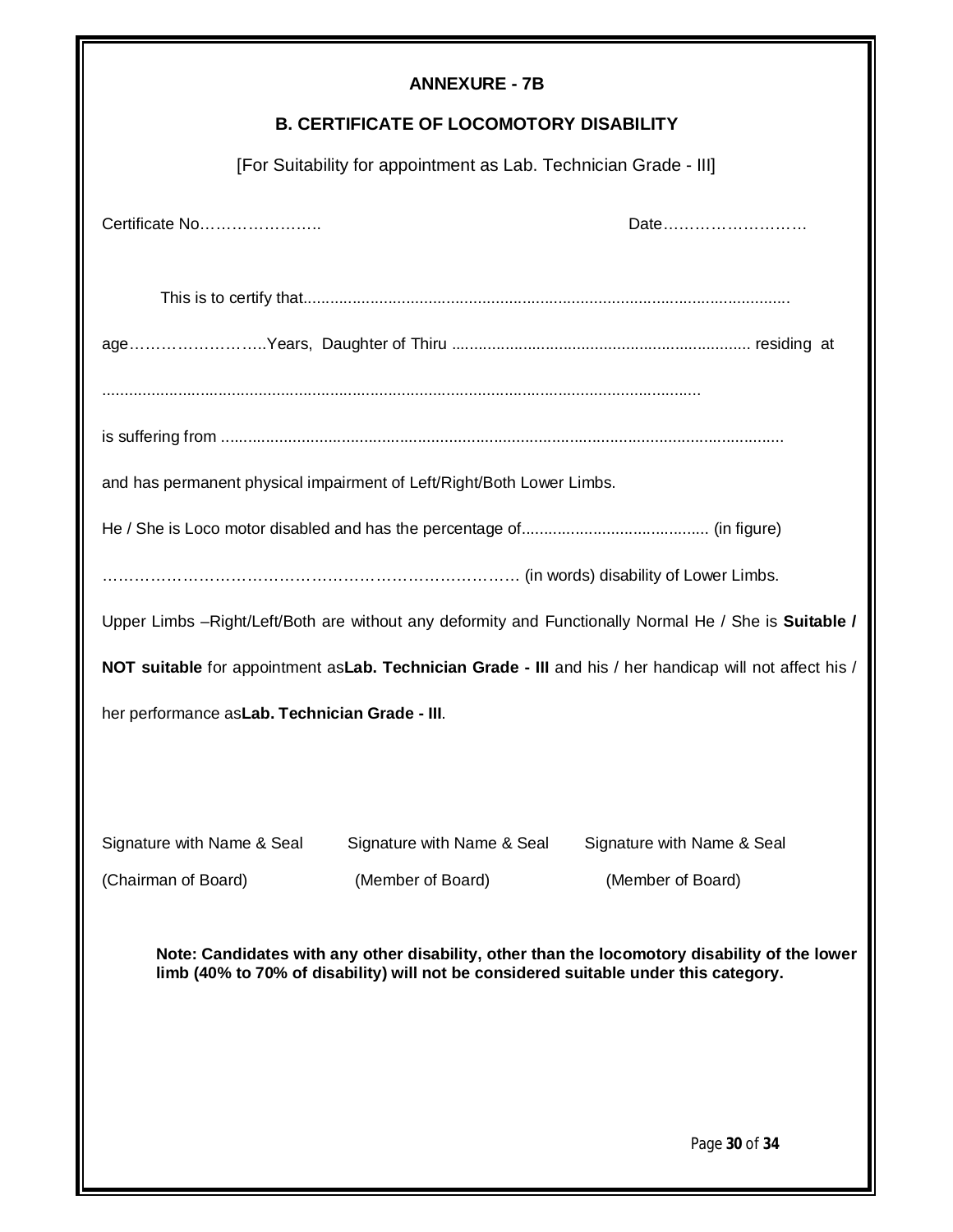## ANNEXURE - 7B

### B. CERTIFICATE OF LOCOMOTORY DISABILITY

[For Suitability for appointment as Lab. Technician Grade - III]

Certificate No…………………..                                                        Date………………………

This is to certify that............................................................................................................

age……………………..Years, Daughter of Thiru .................................................................. residing at

......................................................................................................................................

is suffering from ...............................................................................................................

and has permanent physical impairment of Left/Right/Both Lower Limbs.

He / She is Loco motor disabled and has the percentage of.......................................... (in figure)

…………………………………………………………………… (in words) disability of Lower Limbs.

Upper Limbs –Right/Left/Both are without any deformity and Functionally Normal He / She is **Suitable / NOT suitable** for appointment as**Lab. Technician Grade - III** and his / her handicap will not affect his / her performance as**Lab. Technician Grade - III**.

| Signature with Name & Seal | Signature with Name & Seal | Signature with Name & Seal |
|---|---|---|
| (Chairman of Board) | (Member of Board) | (Member of Board) |

**Note: Candidates with any other disability, other than the locomotory disability of the lower limb (40% to 70% of disability) will not be considered suitable under this category.**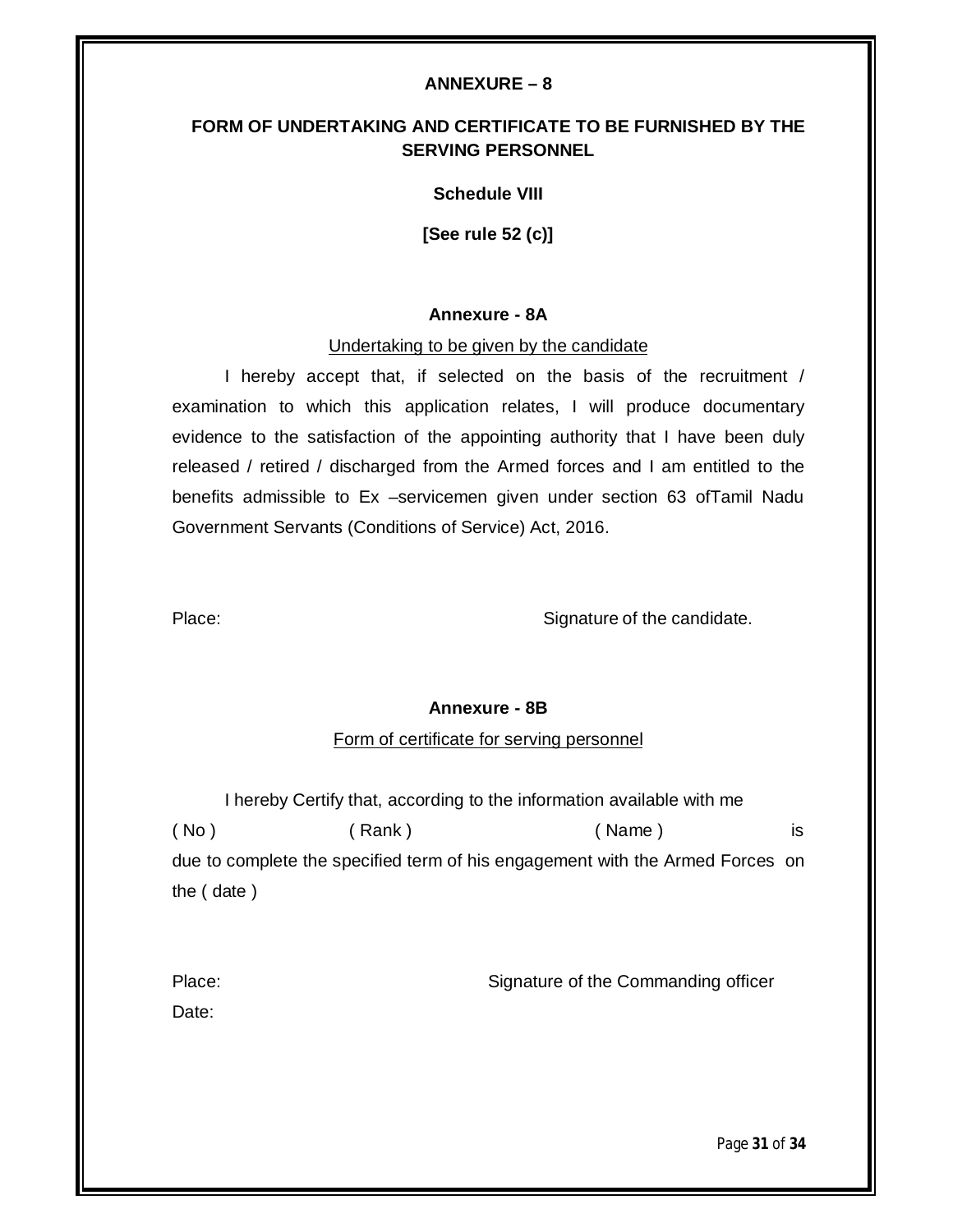**ANNEXURE – 8**

**FORM OF UNDERTAKING AND CERTIFICATE TO BE FURNISHED BY THE SERVING PERSONNEL**

**Schedule VIII**

**[See rule 52 (c)]**

**Annexure - 8A**

Undertaking to be given by the candidate

I hereby accept that, if selected on the basis of the recruitment / examination to which this application relates, I will produce documentary evidence to the satisfaction of the appointing authority that I have been duly released / retired / discharged from the Armed forces and I am entitled to the benefits admissible to Ex –servicemen given under section 63 ofTamil Nadu Government Servants (Conditions of Service) Act, 2016.

Place: Signature of the candidate.

**Annexure - 8B**

Form of certificate for serving personnel

I hereby Certify that, according to the information available with me ( No ) ( Rank ) ( Name ) is due to complete the specified term of his engagement with the Armed Forces on the ( date )

Place: Signature of the Commanding officer

Date: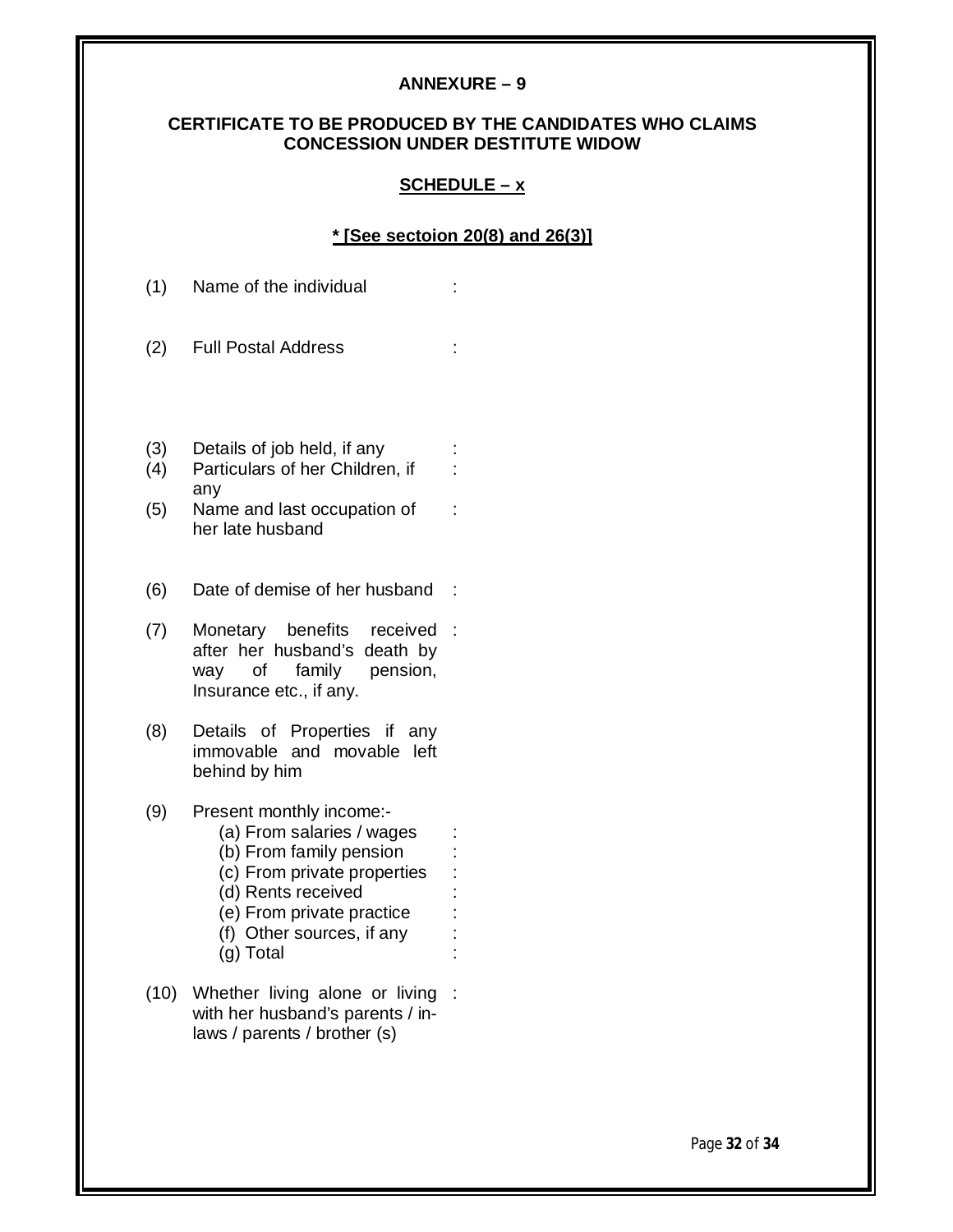**ANNEXURE – 9**

**CERTIFICATE TO BE PRODUCED BY THE CANDIDATES WHO CLAIMS CONCESSION UNDER DESTITUTE WIDOW**

**SCHEDULE – x**

**\* [See sectoion 20(8) and 26(3)]**

(1) Name of the individual :

(2) Full Postal Address :

(3) Details of job held, if any :

(4) Particulars of her Children, if any :

(5) Name and last occupation of her late husband :

(6) Date of demise of her husband :

(7) Monetary benefits received after her husband's death by way of family pension, Insurance etc., if any. :

(8) Details of Properties if any immovable and movable left behind by him

(9) Present monthly income:-

- (a) From salaries / wages :
- (b) From family pension :
- (c) From private properties :
- (d) Rents received :
- (e) From private practice :
- (f) Other sources, if any :
- (g) Total :

(10) Whether living alone or living with her husband's parents / in-laws / parents / brother (s) :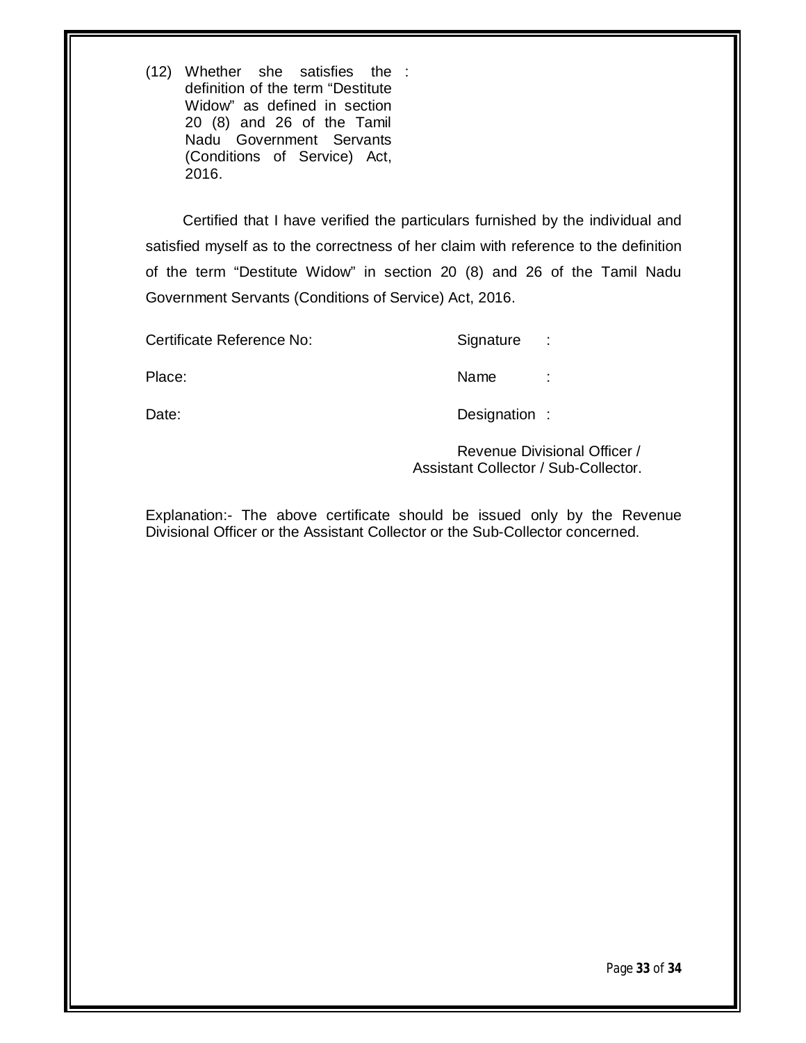(12) Whether she satisfies the definition of the term "Destitute Widow" as defined in section 20 (8) and 26 of the Tamil Nadu Government Servants (Conditions of Service) Act, 2016. :

Certified that I have verified the particulars furnished by the individual and satisfied myself as to the correctness of her claim with reference to the definition of the term "Destitute Widow" in section 20 (8) and 26 of the Tamil Nadu Government Servants (Conditions of Service) Act, 2016.

Certificate Reference No:

Place:

Date:

Signature :

Name :

Designation :

Revenue Divisional Officer /
Assistant Collector / Sub-Collector.

Explanation:- The above certificate should be issued only by the Revenue Divisional Officer or the Assistant Collector or the Sub-Collector concerned.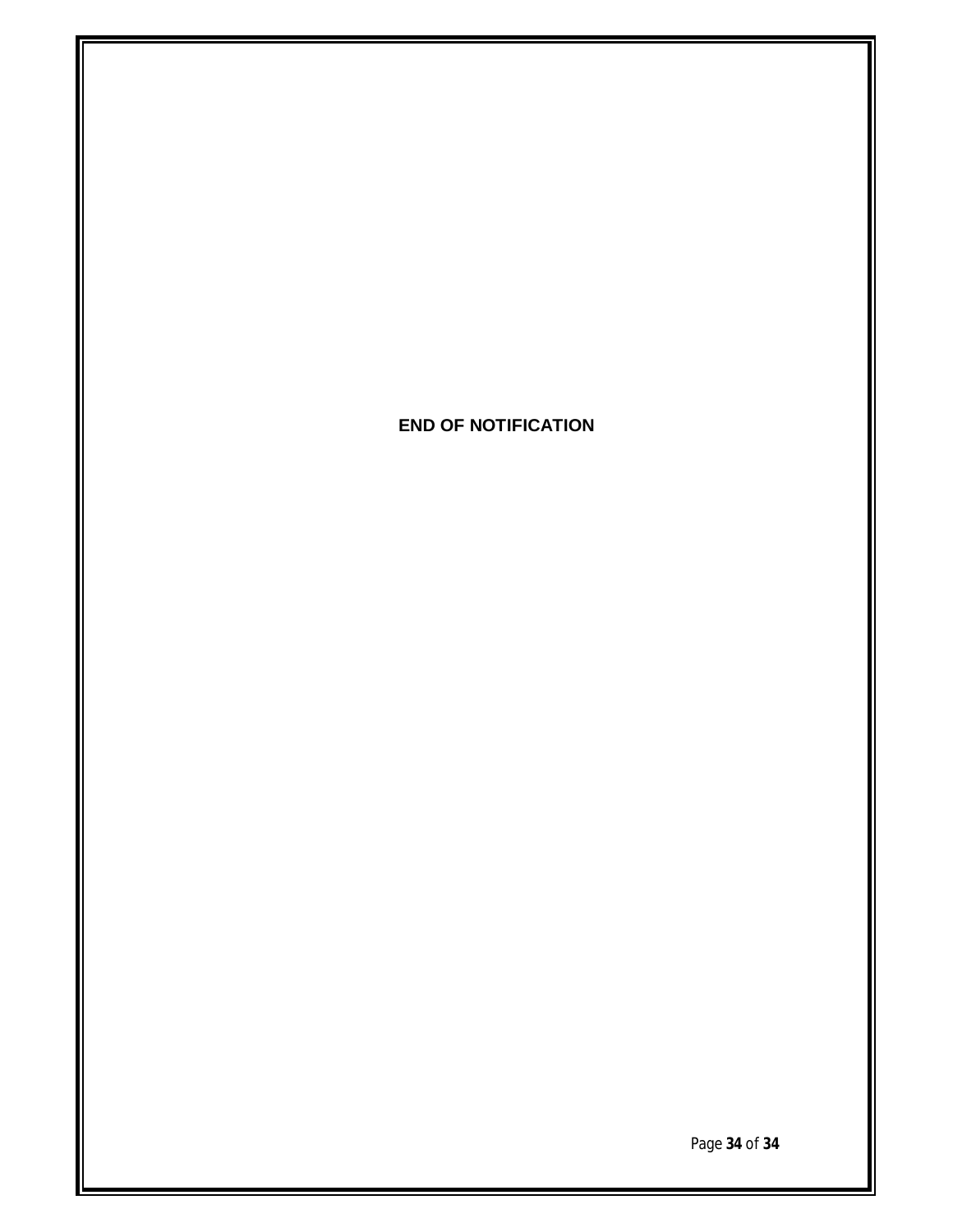**END OF NOTIFICATION**